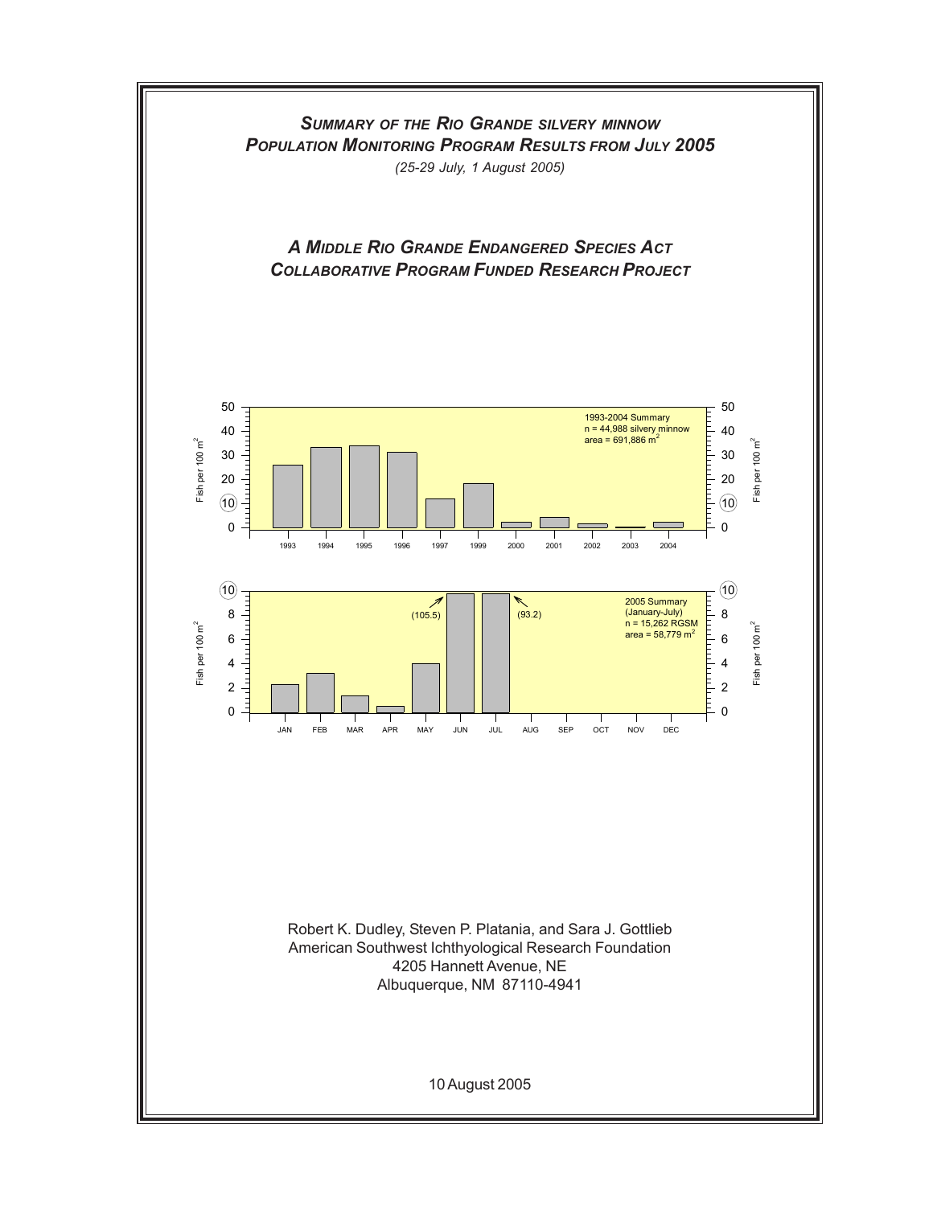## *Summary of the Rio Grande silvery minnow Population Monitoring Program Results from July 2005*

*(25-29 July, 1 August 2005)*

## *A Middle Rio Grande Endangered Species Act Collaborative Program Funded Research Project*

1993-2004 Summary
n = 44,988 silvery minnow
area = 691,886 $m^2$

2005 Summary
(January-July)
n = 15,262 RGSM
area = 58,779 $m^2$

Robert K. Dudley, Steven P. Platania, and Sara J. Gottlieb
American Southwest Ichthyological Research Foundation
4205 Hannett Avenue, NE
Albuquerque, NM 87110-4941

10 August 2005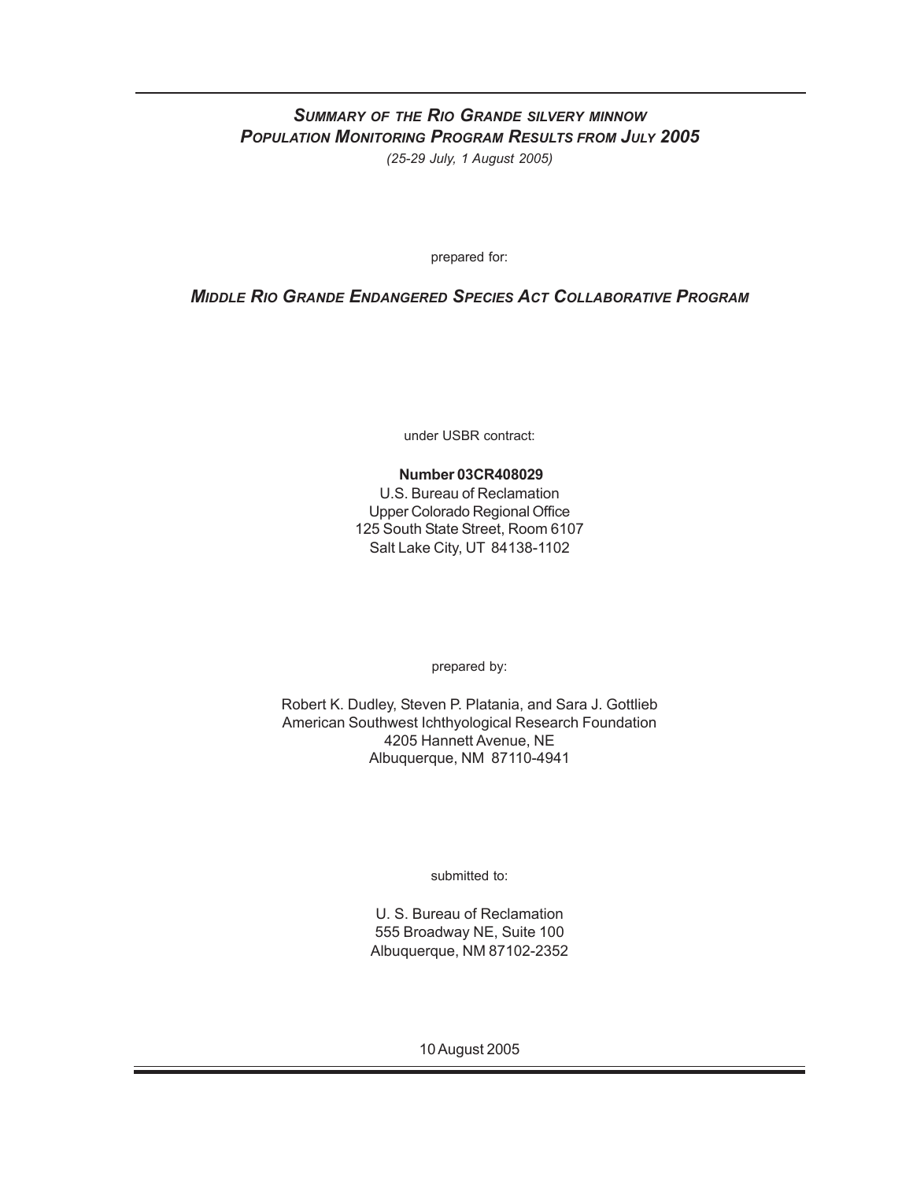# *Summary of the Rio Grande silvery minnow Population Monitoring Program Results from July 2005*

*(25-29 July, 1 August 2005)*

prepared for:

***Middle Rio Grande Endangered Species Act Collaborative Program***

under USBR contract:

**Number 03CR408029**
U.S. Bureau of Reclamation
Upper Colorado Regional Office
125 South State Street, Room 6107
Salt Lake City, UT 84138-1102

prepared by:

Robert K. Dudley, Steven P. Platania, and Sara J. Gottlieb
American Southwest Ichthyological Research Foundation
4205 Hannett Avenue, NE
Albuquerque, NM 87110-4941

submitted to:

U. S. Bureau of Reclamation
555 Broadway NE, Suite 100
Albuquerque, NM 87102-2352

10 August 2005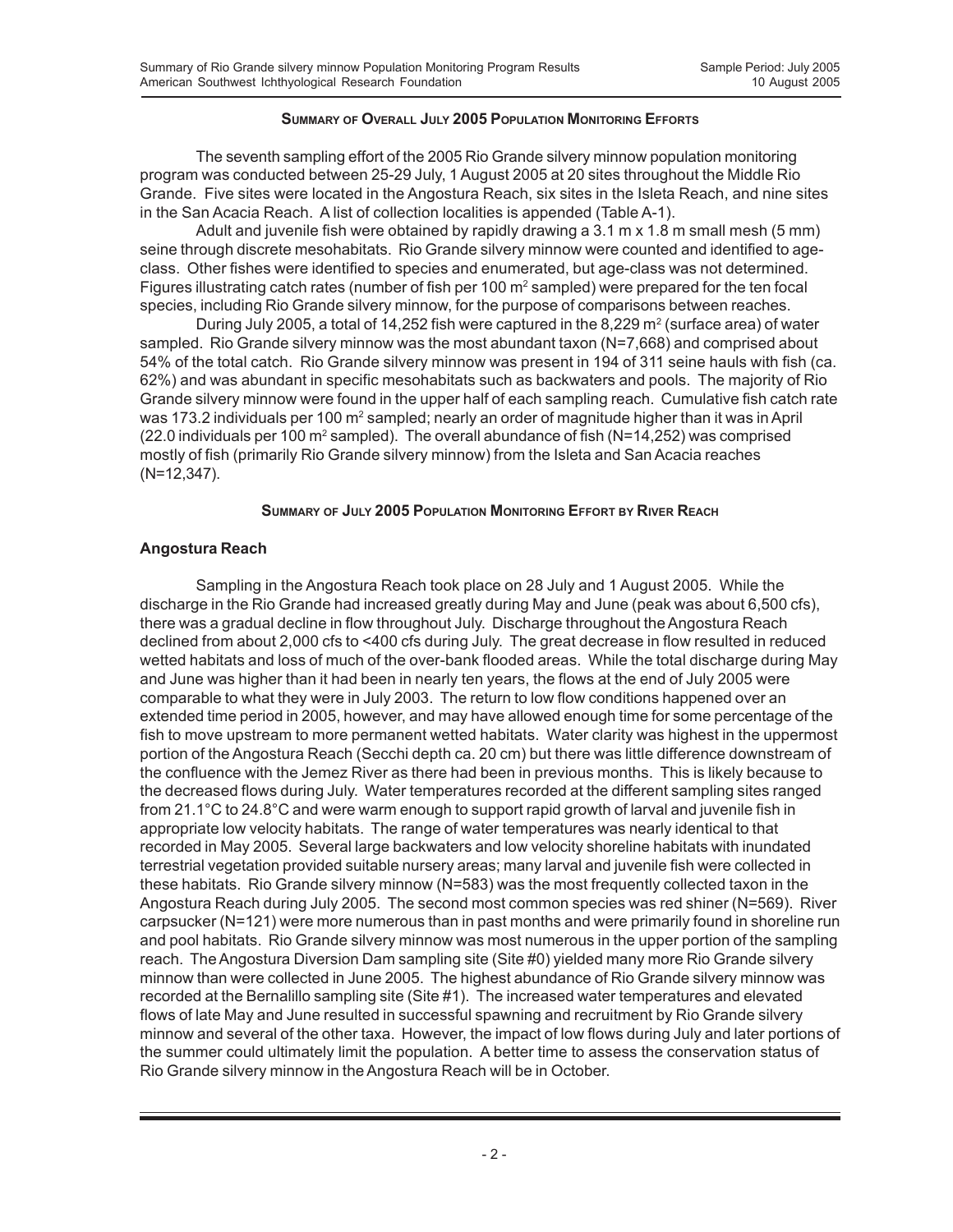## Summary of Overall July 2005 Population Monitoring Efforts

The seventh sampling effort of the 2005 Rio Grande silvery minnow population monitoring program was conducted between 25-29 July, 1 August 2005 at 20 sites throughout the Middle Rio Grande. Five sites were located in the Angostura Reach, six sites in the Isleta Reach, and nine sites in the San Acacia Reach. A list of collection localities is appended (Table A-1).

Adult and juvenile fish were obtained by rapidly drawing a 3.1 m x 1.8 m small mesh (5 mm) seine through discrete mesohabitats. Rio Grande silvery minnow were counted and identified to age-class. Other fishes were identified to species and enumerated, but age-class was not determined. Figures illustrating catch rates (number of fish per 100 $m^2$ sampled) were prepared for the ten focal species, including Rio Grande silvery minnow, for the purpose of comparisons between reaches.

During July 2005, a total of 14,252 fish were captured in the 8,229 $m^2$ (surface area) of water sampled. Rio Grande silvery minnow was the most abundant taxon (N=7,668) and comprised about 54% of the total catch. Rio Grande silvery minnow was present in 194 of 311 seine hauls with fish (ca. 62%) and was abundant in specific mesohabitats such as backwaters and pools. The majority of Rio Grande silvery minnow were found in the upper half of each sampling reach. Cumulative fish catch rate was 173.2 individuals per 100 $m^2$ sampled; nearly an order of magnitude higher than it was in April (22.0 individuals per 100 $m^2$ sampled). The overall abundance of fish (N=14,252) was comprised mostly of fish (primarily Rio Grande silvery minnow) from the Isleta and San Acacia reaches (N=12,347).

## Summary of July 2005 Population Monitoring Effort by River Reach

### Angostura Reach

Sampling in the Angostura Reach took place on 28 July and 1 August 2005. While the discharge in the Rio Grande had increased greatly during May and June (peak was about 6,500 cfs), there was a gradual decline in flow throughout July. Discharge throughout the Angostura Reach declined from about 2,000 cfs to <400 cfs during July. The great decrease in flow resulted in reduced wetted habitats and loss of much of the over-bank flooded areas. While the total discharge during May and June was higher than it had been in nearly ten years, the flows at the end of July 2005 were comparable to what they were in July 2003. The return to low flow conditions happened over an extended time period in 2005, however, and may have allowed enough time for some percentage of the fish to move upstream to more permanent wetted habitats. Water clarity was highest in the uppermost portion of the Angostura Reach (Secchi depth ca. 20 cm) but there was little difference downstream of the confluence with the Jemez River as there had been in previous months. This is likely because to the decreased flows during July. Water temperatures recorded at the different sampling sites ranged from 21.1°C to 24.8°C and were warm enough to support rapid growth of larval and juvenile fish in appropriate low velocity habitats. The range of water temperatures was nearly identical to that recorded in May 2005. Several large backwaters and low velocity shoreline habitats with inundated terrestrial vegetation provided suitable nursery areas; many larval and juvenile fish were collected in these habitats. Rio Grande silvery minnow (N=583) was the most frequently collected taxon in the Angostura Reach during July 2005. The second most common species was red shiner (N=569). River carpsucker (N=121) were more numerous than in past months and were primarily found in shoreline run and pool habitats. Rio Grande silvery minnow was most numerous in the upper portion of the sampling reach. The Angostura Diversion Dam sampling site (Site #0) yielded many more Rio Grande silvery minnow than were collected in June 2005. The highest abundance of Rio Grande silvery minnow was recorded at the Bernalillo sampling site (Site #1). The increased water temperatures and elevated flows of late May and June resulted in successful spawning and recruitment by Rio Grande silvery minnow and several of the other taxa. However, the impact of low flows during July and later portions of the summer could ultimately limit the population. A better time to assess the conservation status of Rio Grande silvery minnow in the Angostura Reach will be in October.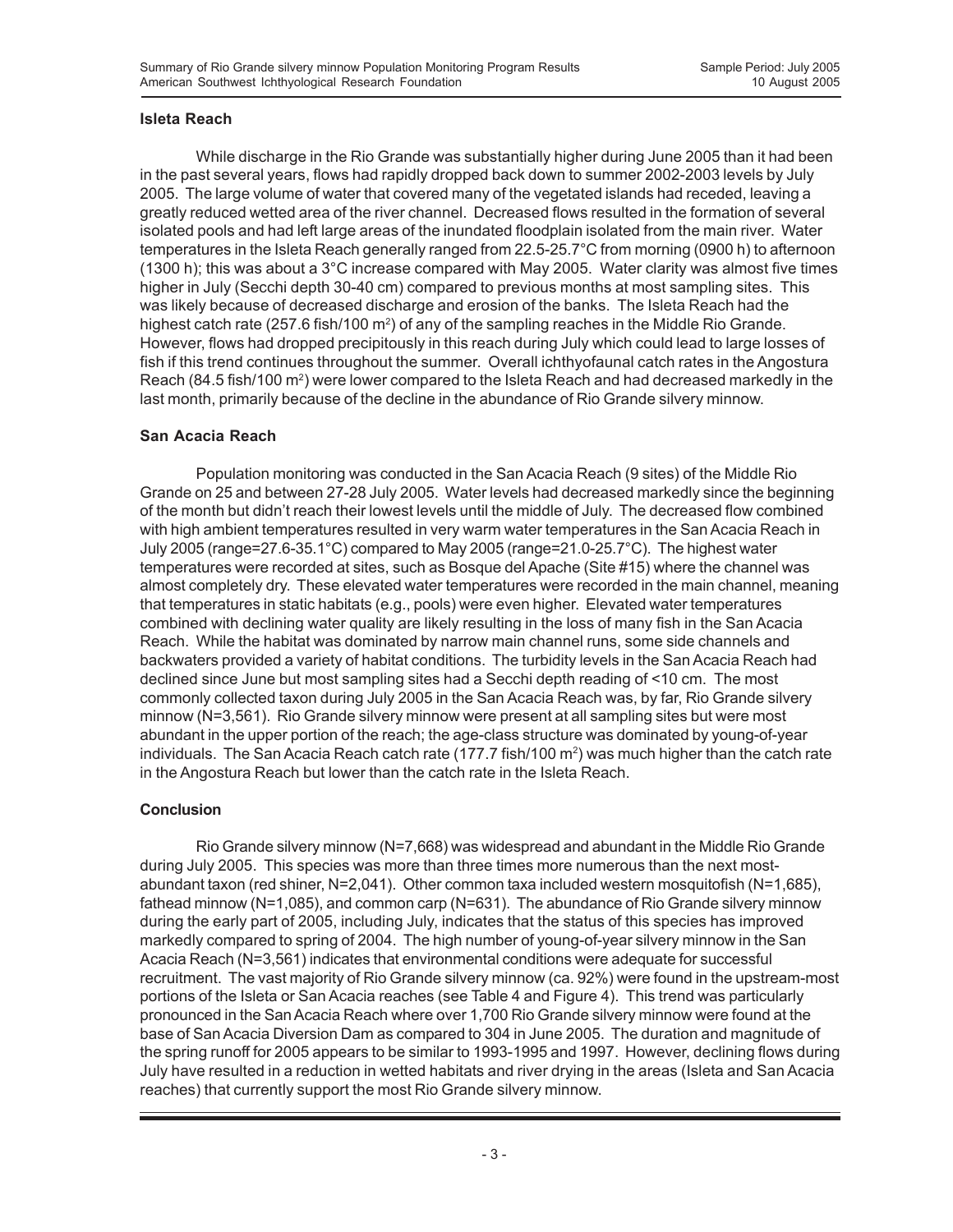## Isleta Reach

While discharge in the Rio Grande was substantially higher during June 2005 than it had been in the past several years, flows had rapidly dropped back down to summer 2002-2003 levels by July 2005. The large volume of water that covered many of the vegetated islands had receded, leaving a greatly reduced wetted area of the river channel. Decreased flows resulted in the formation of several isolated pools and had left large areas of the inundated floodplain isolated from the main river. Water temperatures in the Isleta Reach generally ranged from 22.5-25.7°C from morning (0900 h) to afternoon (1300 h); this was about a 3°C increase compared with May 2005. Water clarity was almost five times higher in July (Secchi depth 30-40 cm) compared to previous months at most sampling sites. This was likely because of decreased discharge and erosion of the banks. The Isleta Reach had the highest catch rate (257.6 fish/100 $m^2$) of any of the sampling reaches in the Middle Rio Grande. However, flows had dropped precipitously in this reach during July which could lead to large losses of fish if this trend continues throughout the summer. Overall ichthyofaunal catch rates in the Angostura Reach (84.5 fish/100 $m^2$) were lower compared to the Isleta Reach and had decreased markedly in the last month, primarily because of the decline in the abundance of Rio Grande silvery minnow.

## San Acacia Reach

Population monitoring was conducted in the San Acacia Reach (9 sites) of the Middle Rio Grande on 25 and between 27-28 July 2005. Water levels had decreased markedly since the beginning of the month but didn't reach their lowest levels until the middle of July. The decreased flow combined with high ambient temperatures resulted in very warm water temperatures in the San Acacia Reach in July 2005 (range=27.6-35.1°C) compared to May 2005 (range=21.0-25.7°C). The highest water temperatures were recorded at sites, such as Bosque del Apache (Site #15) where the channel was almost completely dry. These elevated water temperatures were recorded in the main channel, meaning that temperatures in static habitats (e.g., pools) were even higher. Elevated water temperatures combined with declining water quality are likely resulting in the loss of many fish in the San Acacia Reach. While the habitat was dominated by narrow main channel runs, some side channels and backwaters provided a variety of habitat conditions. The turbidity levels in the San Acacia Reach had declined since June but most sampling sites had a Secchi depth reading of <10 cm. The most commonly collected taxon during July 2005 in the San Acacia Reach was, by far, Rio Grande silvery minnow (N=3,561). Rio Grande silvery minnow were present at all sampling sites but were most abundant in the upper portion of the reach; the age-class structure was dominated by young-of-year individuals. The San Acacia Reach catch rate (177.7 fish/100 $m^2$) was much higher than the catch rate in the Angostura Reach but lower than the catch rate in the Isleta Reach.

## Conclusion

Rio Grande silvery minnow (N=7,668) was widespread and abundant in the Middle Rio Grande during July 2005. This species was more than three times more numerous than the next most-abundant taxon (red shiner, N=2,041). Other common taxa included western mosquitofish (N=1,685), fathead minnow (N=1,085), and common carp (N=631). The abundance of Rio Grande silvery minnow during the early part of 2005, including July, indicates that the status of this species has improved markedly compared to spring of 2004. The high number of young-of-year silvery minnow in the San Acacia Reach (N=3,561) indicates that environmental conditions were adequate for successful recruitment. The vast majority of Rio Grande silvery minnow (ca. 92%) were found in the upstream-most portions of the Isleta or San Acacia reaches (see Table 4 and Figure 4). This trend was particularly pronounced in the San Acacia Reach where over 1,700 Rio Grande silvery minnow were found at the base of San Acacia Diversion Dam as compared to 304 in June 2005. The duration and magnitude of the spring runoff for 2005 appears to be similar to 1993-1995 and 1997. However, declining flows during July have resulted in a reduction in wetted habitats and river drying in the areas (Isleta and San Acacia reaches) that currently support the most Rio Grande silvery minnow.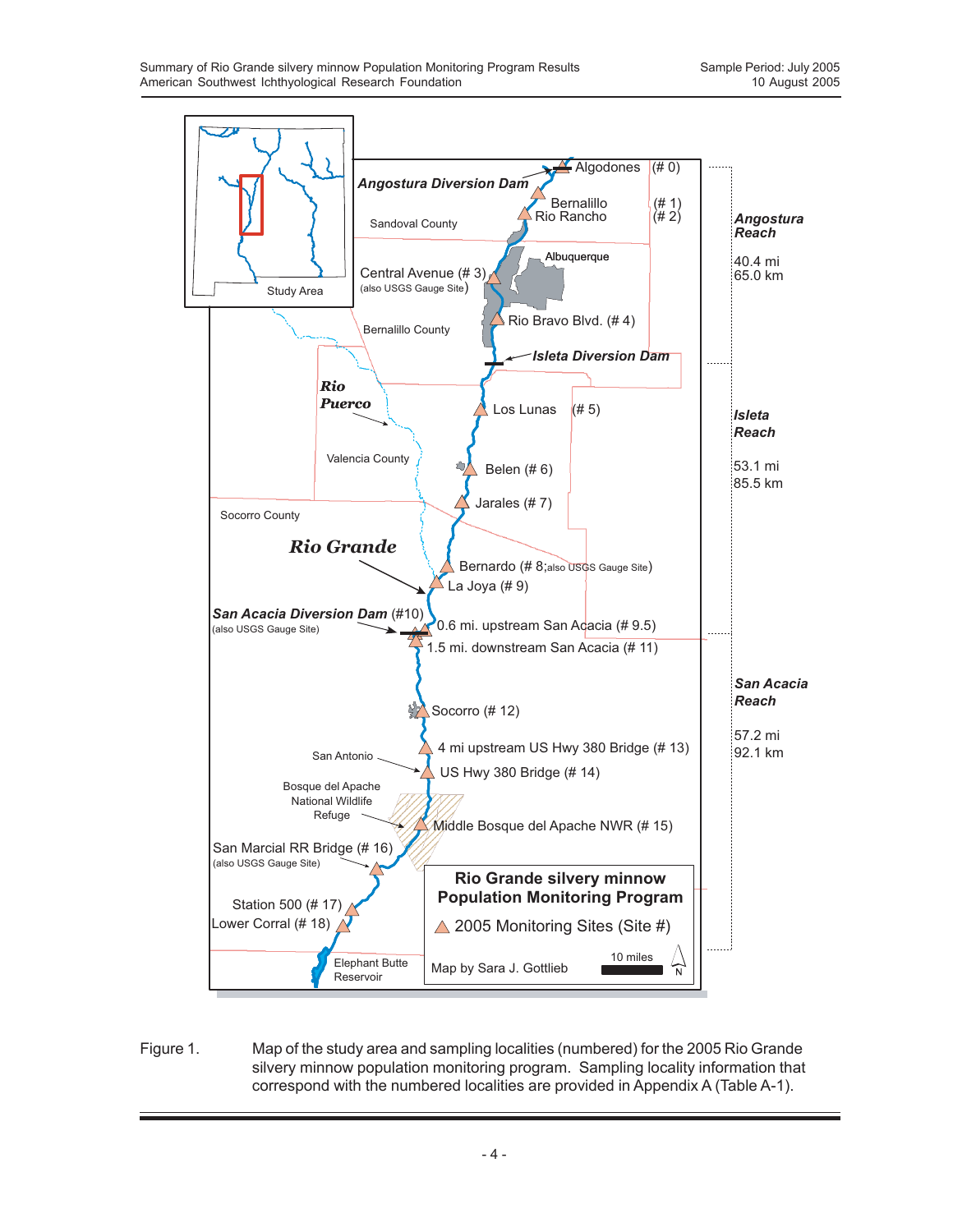Figure 1. Map of the study area and sampling localities (numbered) for the 2005 Rio Grande silvery minnow population monitoring program. Sampling locality information that correspond with the numbered localities are provided in Appendix A (Table A-1).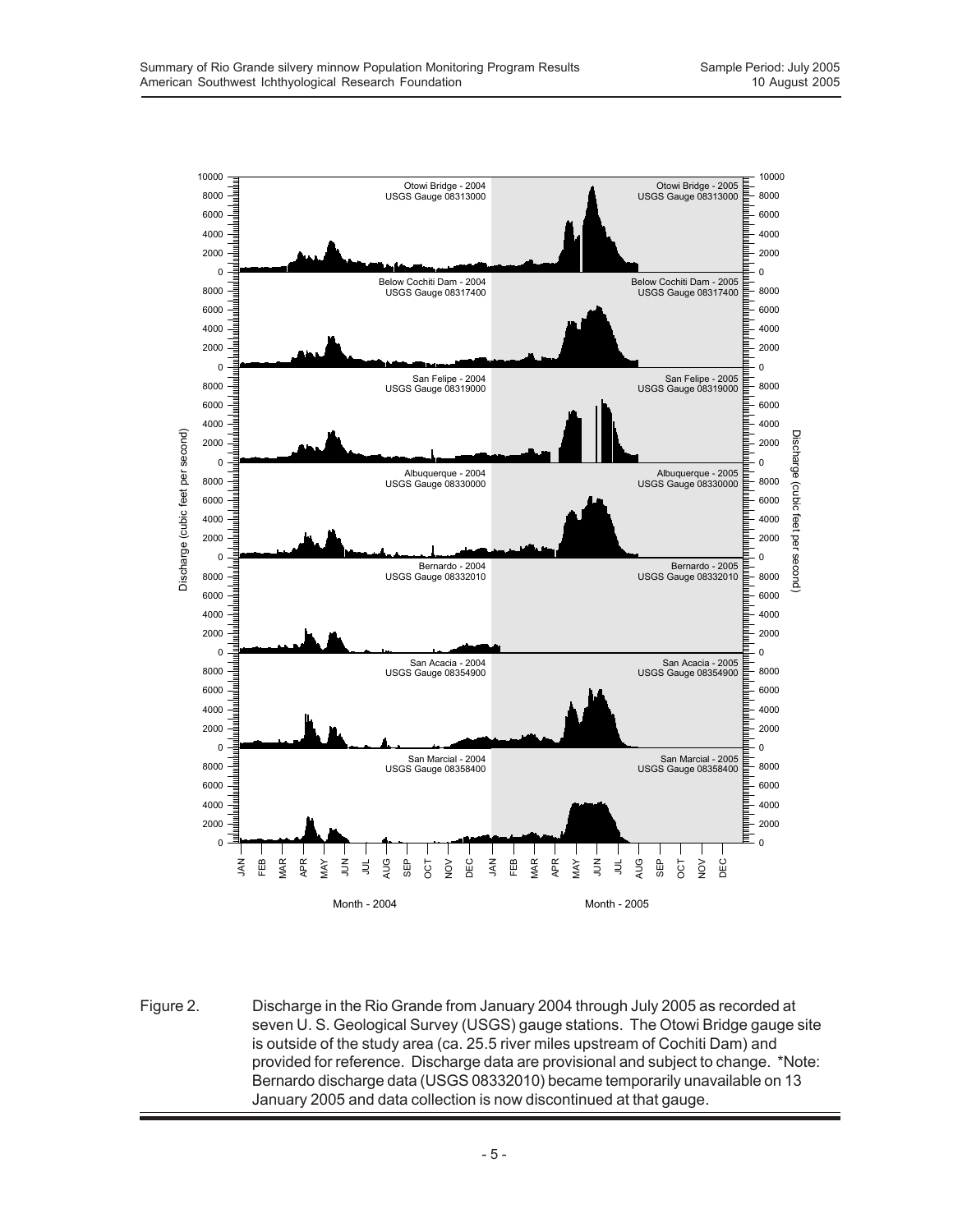Figure 2. Discharge in the Rio Grande from January 2004 through July 2005 as recorded at seven U. S. Geological Survey (USGS) gauge stations. The Otowi Bridge gauge site is outside of the study area (ca. 25.5 river miles upstream of Cochiti Dam) and provided for reference. Discharge data are provisional and subject to change. *Note: Bernardo discharge data (USGS 08332010) became temporarily unavailable on 13 January 2005 and data collection is now discontinued at that gauge.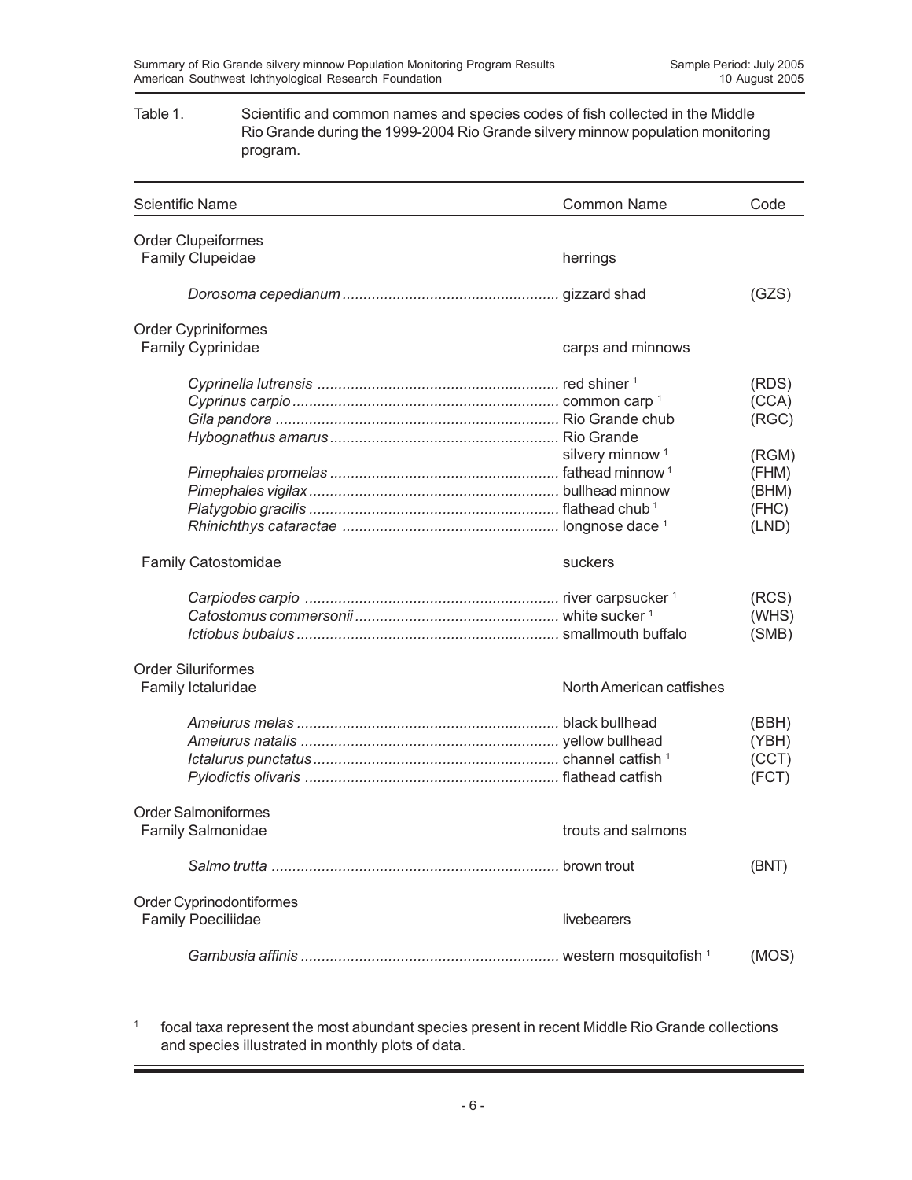Table 1. Scientific and common names and species codes of fish collected in the Middle Rio Grande during the 1999-2004 Rio Grande silvery minnow population monitoring program.

| Scientific Name | Common Name | Code |
|---|---|---|
| Order Clupeiformes | | |
| Family Clupeidae | herrings | |
| *Dorosoma cepedianum* | gizzard shad | (GZS) |
| Order Cypriniformes | | |
| Family Cyprinidae | carps and minnows | |
| *Cyprinella lutrensis* | red shiner [1] | (RDS) |
| *Cyprinus carpio* | common carp [1] | (CCA) |
| *Gila pandora* | Rio Grande chub | (RGC) |
| *Hybognathus amarus* | Rio Grande silvery minnow [1] | (RGM) |
| *Pimephales promelas* | fathead minnow [1] | (FHM) |
| *Pimephales vigilax* | bullhead minnow | (BHM) |
| *Platygobio gracilis* | flathead chub [1] | (FHC) |
| *Rhinichthys cataractae* | longnose dace [1] | (LND) |
| Family Catostomidae | suckers | |
| *Carpiodes carpio* | river carpsucker [1] | (RCS) |
| *Catostomus commersonii* | white sucker [1] | (WHS) |
| *Ictiobus bubalus* | smallmouth buffalo | (SMB) |
| Order Siluriformes | | |
| Family Ictaluridae | North American catfishes | |
| *Ameiurus melas* | black bullhead | (BBH) |
| *Ameiurus natalis* | yellow bullhead | (YBH) |
| *Ictalurus punctatus* | channel catfish [1] | (CCT) |
| *Pylodictis olivaris* | flathead catfish | (FCT) |
| Order Salmoniformes | | |
| Family Salmonidae | trouts and salmons | |
| *Salmo trutta* | brown trout | (BNT) |
| Order Cyprinodontiformes | | |
| Family Poeciliidae | livebearers | |
| *Gambusia affinis* | western mosquitofish [1] | (MOS) |

[1] focal taxa represent the most abundant species present in recent Middle Rio Grande collections and species illustrated in monthly plots of data.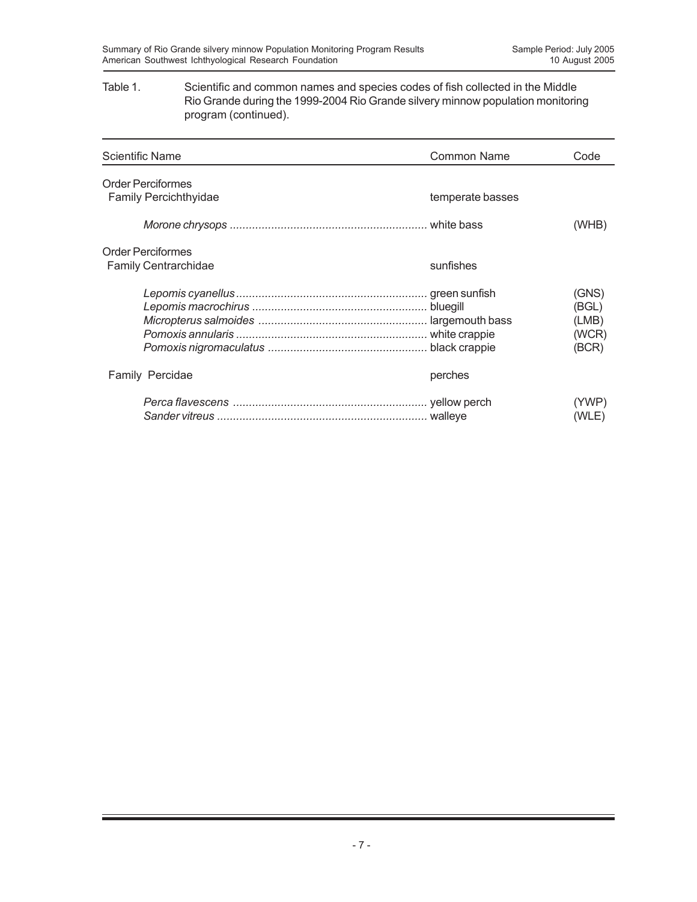Table 1. Scientific and common names and species codes of fish collected in the Middle Rio Grande during the 1999-2004 Rio Grande silvery minnow population monitoring program (continued).

| Scientific Name | Common Name | Code |
| --- | --- | --- |
| Order Perciformes | | |
| Family Percichthyidae | temperate basses | |
| *Morone chrysops* | white bass | (WHB) |
| Order Perciformes | | |
| Family Centrarchidae | sunfishes | |
| *Lepomis cyanellus* | green sunfish | (GNS) |
| *Lepomis macrochirus* | bluegill | (BGL) |
| *Micropterus salmoides* | largemouth bass | (LMB) |
| *Pomoxis annularis* | white crappie | (WCR) |
| *Pomoxis nigromaculatus* | black crappie | (BCR) |
| Family Percidae | perches | |
| *Perca flavescens* | yellow perch | (YWP) |
| *Sander vitreus* | walleye | (WLE) |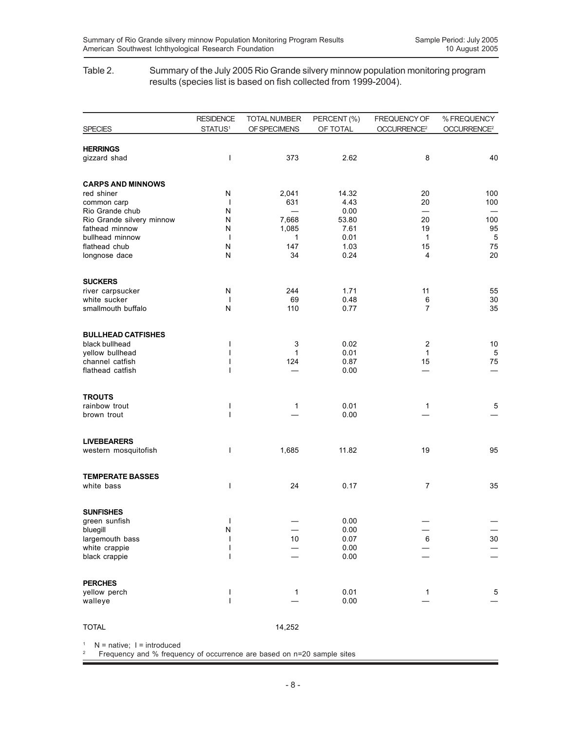Table 2. Summary of the July 2005 Rio Grande silvery minnow population monitoring program results (species list is based on fish collected from 1999-2004).

| SPECIES | RESIDENCE STATUS[1] | TOTAL NUMBER OF SPECIMENS | PERCENT (%) OF TOTAL | FREQUENCY OF OCCURRENCE[2] | % FREQUENCY OCCURRENCE[2] |
|---|---|---|---|---|---|
| **HERRINGS** | | | | | |
| gizzard shad | I | 373 | 2.62 | 8 | 40 |
| **CARPS AND MINNOWS** | | | | | |
| red shiner | N | 2,041 | 14.32 | 20 | 100 |
| common carp | I | 631 | 4.43 | 20 | 100 |
| Rio Grande chub | N | — | 0.00 | — | — |
| Rio Grande silvery minnow | N | 7,668 | 53.80 | 20 | 100 |
| fathead minnow | N | 1,085 | 7.61 | 19 | 95 |
| bullhead minnow | I | 1 | 0.01 | 1 | 5 |
| flathead chub | N | 147 | 1.03 | 15 | 75 |
| longnose dace | N | 34 | 0.24 | 4 | 20 |
| **SUCKERS** | | | | | |
| river carpsucker | N | 244 | 1.71 | 11 | 55 |
| white sucker | I | 69 | 0.48 | 6 | 30 |
| smallmouth buffalo | N | 110 | 0.77 | 7 | 35 |
| **BULLHEAD CATFISHES** | | | | | |
| black bullhead | I | 3 | 0.02 | 2 | 10 |
| yellow bullhead | I | 1 | 0.01 | 1 | 5 |
| channel catfish | I | 124 | 0.87 | 15 | 75 |
| flathead catfish | I | — | 0.00 | — | — |
| **TROUTS** | | | | | |
| rainbow trout | I | 1 | 0.01 | 1 | 5 |
| brown trout | I | — | 0.00 | — | — |
| **LIVEBEARERS** | | | | | |
| western mosquitofish | I | 1,685 | 11.82 | 19 | 95 |
| **TEMPERATE BASSES** | | | | | |
| white bass | I | 24 | 0.17 | 7 | 35 |
| **SUNFISHES** | | | | | |
| green sunfish | I | — | 0.00 | — | — |
| bluegill | N | — | 0.00 | — | — |
| largemouth bass | I | 10 | 0.07 | 6 | 30 |
| white crappie | I | — | 0.00 | — | — |
| black crappie | I | — | 0.00 | — | — |
| **PERCHES** | | | | | |
| yellow perch | I | 1 | 0.01 | 1 | 5 |
| walleye | I | — | 0.00 | — | — |
| TOTAL | | 14,252 | | | |

[1] N = native; I = introduced
[2] Frequency and % frequency of occurrence are based on n=20 sample sites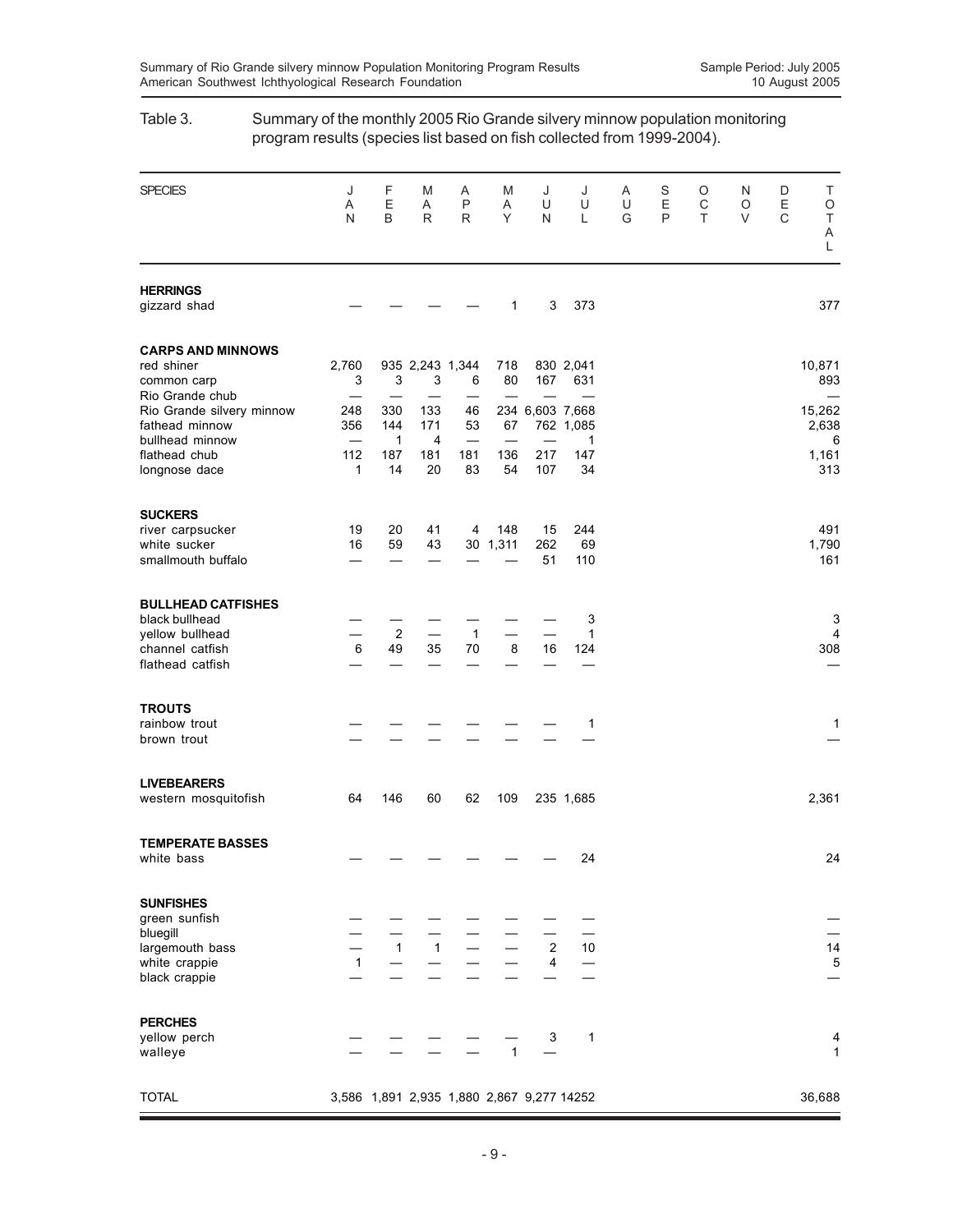Table 3. Summary of the monthly 2005 Rio Grande silvery minnow population monitoring program results (species list based on fish collected from 1999-2004).

| SPECIES | JAN | FEB | MAR | APR | MAY | JUN | JUL | AUG | SEP | OCT | NOV | DEC | TOTAL |
|---|---|---|---|---|---|---|---|---|---|---|---|---|---|
| **HERRINGS** | | | | | | | | | | | | | |
| gizzard shad | — | — | — | — | 1 | 3 | 373 | | | | | | 377 |
| **CARPS AND MINNOWS** | | | | | | | | | | | | | |
| red shiner | 2,760 | 935 | 2,243 | 1,344 | 718 | 830 | 2,041 | | | | | | 10,871 |
| common carp | 3 | 3 | 3 | 6 | 80 | 167 | 631 | | | | | | 893 |
| Rio Grande chub | — | — | — | — | — | — | — | | | | | | — |
| Rio Grande silvery minnow | 248 | 330 | 133 | 46 | 234 | 6,603 | 7,668 | | | | | | 15,262 |
| fathead minnow | 356 | 144 | 171 | 53 | 67 | 762 | 1,085 | | | | | | 2,638 |
| bullhead minnow | — | 1 | 4 | — | — | — | 1 | | | | | | 6 |
| flathead chub | 112 | 187 | 181 | 181 | 136 | 217 | 147 | | | | | | 1,161 |
| longnose dace | 1 | 14 | 20 | 83 | 54 | 107 | 34 | | | | | | 313 |
| **SUCKERS** | | | | | | | | | | | | | |
| river carpsucker | 19 | 20 | 41 | 4 | 148 | 15 | 244 | | | | | | 491 |
| white sucker | 16 | 59 | 43 | 30 | 1,311 | 262 | 69 | | | | | | 1,790 |
| smallmouth buffalo | — | — | — | — | — | 51 | 110 | | | | | | 161 |
| **BULLHEAD CATFISHES** | | | | | | | | | | | | | |
| black bullhead | — | — | — | — | — | — | 3 | | | | | | 3 |
| yellow bullhead | — | 2 | — | 1 | — | — | 1 | | | | | | 4 |
| channel catfish | 6 | 49 | 35 | 70 | 8 | 16 | 124 | | | | | | 308 |
| flathead catfish | — | — | — | — | — | — | — | | | | | | — |
| **TROUTS** | | | | | | | | | | | | | |
| rainbow trout | — | — | — | — | — | — | 1 | | | | | | 1 |
| brown trout | — | — | — | — | — | — | — | | | | | | — |
| **LIVEBEARERS** | | | | | | | | | | | | | |
| western mosquitofish | 64 | 146 | 60 | 62 | 109 | 235 | 1,685 | | | | | | 2,361 |
| **TEMPERATE BASSES** | | | | | | | | | | | | | |
| white bass | — | — | — | — | — | — | 24 | | | | | | 24 |
| **SUNFISHES** | | | | | | | | | | | | | |
| green sunfish | — | — | — | — | — | — | — | | | | | | — |
| bluegill | — | — | — | — | — | — | — | | | | | | — |
| largemouth bass | — | 1 | 1 | — | — | 2 | 10 | | | | | | 14 |
| white crappie | 1 | — | — | — | — | 4 | — | | | | | | 5 |
| black crappie | — | — | — | — | — | — | — | | | | | | — |
| **PERCHES** | | | | | | | | | | | | | |
| yellow perch | — | — | — | — | — | 3 | 1 | | | | | | 4 |
| walleye | — | — | — | — | 1 | — | | | | | | | 1 |
| TOTAL | 3,586 | 1,891 | 2,935 | 1,880 | 2,867 | 9,277 | 14252 | | | | | | 36,688 |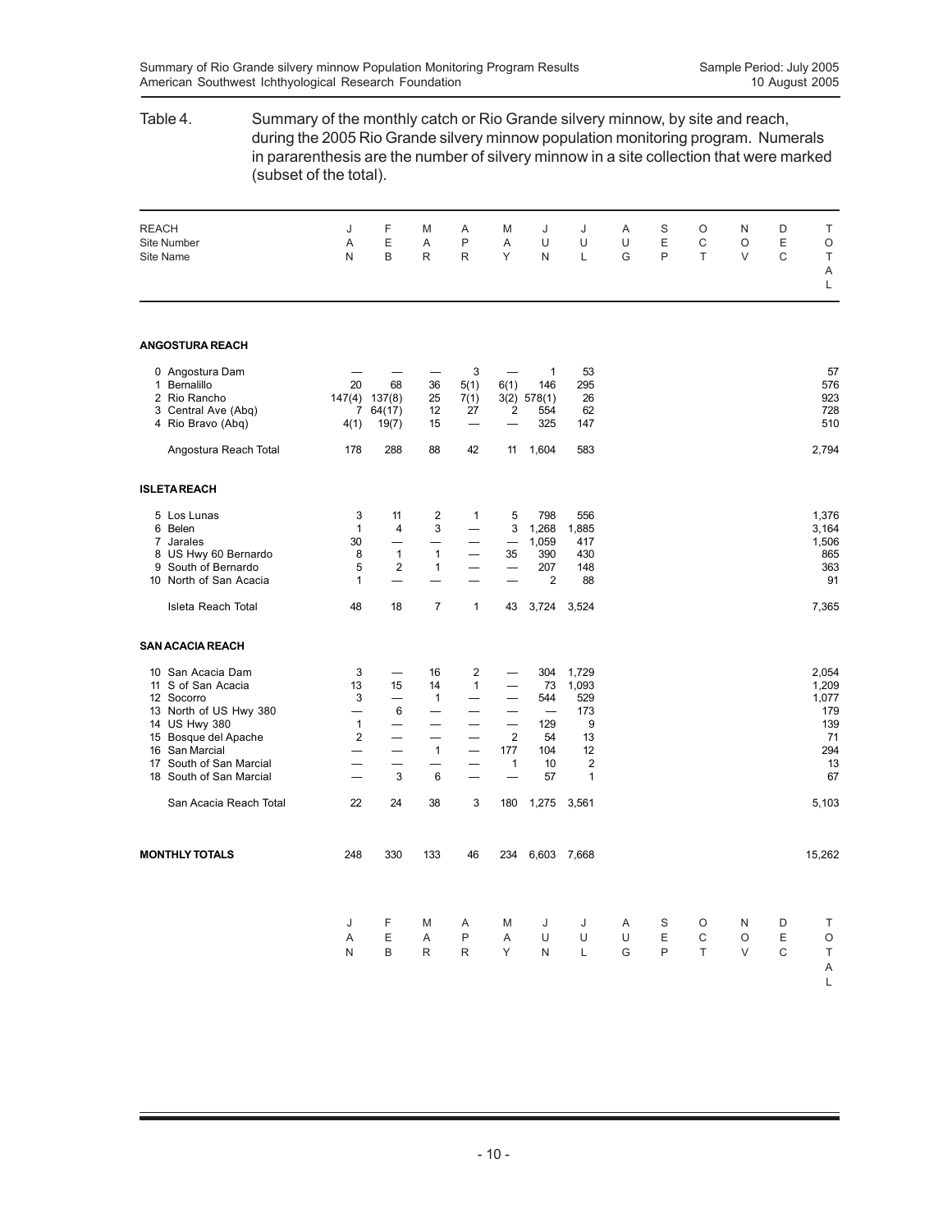Table 4. Summary of the monthly catch or Rio Grande silvery minnow, by site and reach, during the 2005 Rio Grande silvery minnow population monitoring program. Numerals in pararenthesis are the number of silvery minnow in a site collection that were marked (subset of the total).

| REACH<br>Site Number<br>Site Name | JAN | FEB | MAR | APR | MAY | JUN | JUL | AUG | SEP | OCT | NOV | DEC | TOTAL |
|---|---|---|---|---|---|---|---|---|---|---|---|---|---|
| **ANGOSTURA REACH** | | | | | | | | | | | | | |
| 0 Angostura Dam | — | — | — | 3 | — | 1 | 53 | | | | | | 57 |
| 1 Bernalillo | 20 | 68 | 36 | 5(1) | 6(1) | 146 | 295 | | | | | | 576 |
| 2 Rio Rancho | 147(4) | 137(8) | 25 | 7(1) | 3(2) | 578(1) | 26 | | | | | | 923 |
| 3 Central Ave (Abq) | 7 | 64(17) | 12 | 27 | 2 | 554 | 62 | | | | | | 728 |
| 4 Rio Bravo (Abq) | 4(1) | 19(7) | 15 | — | — | 325 | 147 | | | | | | 510 |
| Angostura Reach Total | 178 | 288 | 88 | 42 | 11 | 1,604 | 583 | | | | | | 2,794 |
| **ISLETA REACH** | | | | | | | | | | | | | |
| 5 Los Lunas | 3 | 11 | 2 | 1 | 5 | 798 | 556 | | | | | | 1,376 |
| 6 Belen | 1 | 4 | 3 | — | 3 | 1,268 | 1,885 | | | | | | 3,164 |
| 7 Jarales | 30 | — | — | — | — | 1,059 | 417 | | | | | | 1,506 |
| 8 US Hwy 60 Bernardo | 8 | 1 | 1 | — | 35 | 390 | 430 | | | | | | 865 |
| 9 South of Bernardo | 5 | 2 | 1 | — | — | 207 | 148 | | | | | | 363 |
| 10 North of San Acacia | 1 | — | — | — | — | 2 | 88 | | | | | | 91 |
| Isleta Reach Total | 48 | 18 | 7 | 1 | 43 | 3,724 | 3,524 | | | | | | 7,365 |
| **SAN ACACIA REACH** | | | | | | | | | | | | | |
| 10 San Acacia Dam | 3 | — | 16 | 2 | — | 304 | 1,729 | | | | | | 2,054 |
| 11 S of San Acacia | 13 | 15 | 14 | 1 | — | 73 | 1,093 | | | | | | 1,209 |
| 12 Socorro | 3 | — | 1 | — | — | 544 | 529 | | | | | | 1,077 |
| 13 North of US Hwy 380 | — | 6 | — | — | — | — | 173 | | | | | | 179 |
| 14 US Hwy 380 | 1 | — | — | — | — | 129 | 9 | | | | | | 139 |
| 15 Bosque del Apache | 2 | — | — | — | 2 | 54 | 13 | | | | | | 71 |
| 16 San Marcial | — | — | 1 | — | 177 | 104 | 12 | | | | | | 294 |
| 17 South of San Marcial | — | — | — | — | 1 | 10 | 2 | | | | | | 13 |
| 18 South of San Marcial | — | 3 | 6 | — | — | 57 | 1 | | | | | | 67 |
| San Acacia Reach Total | 22 | 24 | 38 | 3 | 180 | 1,275 | 3,561 | | | | | | 5,103 |
| **MONTHLY TOTALS** | 248 | 330 | 133 | 46 | 234 | 6,603 | 7,668 | | | | | | 15,262 |
| | JAN | FEB | MAR | APR | MAY | JUN | JUL | AUG | SEP | OCT | NOV | DEC | TOTAL |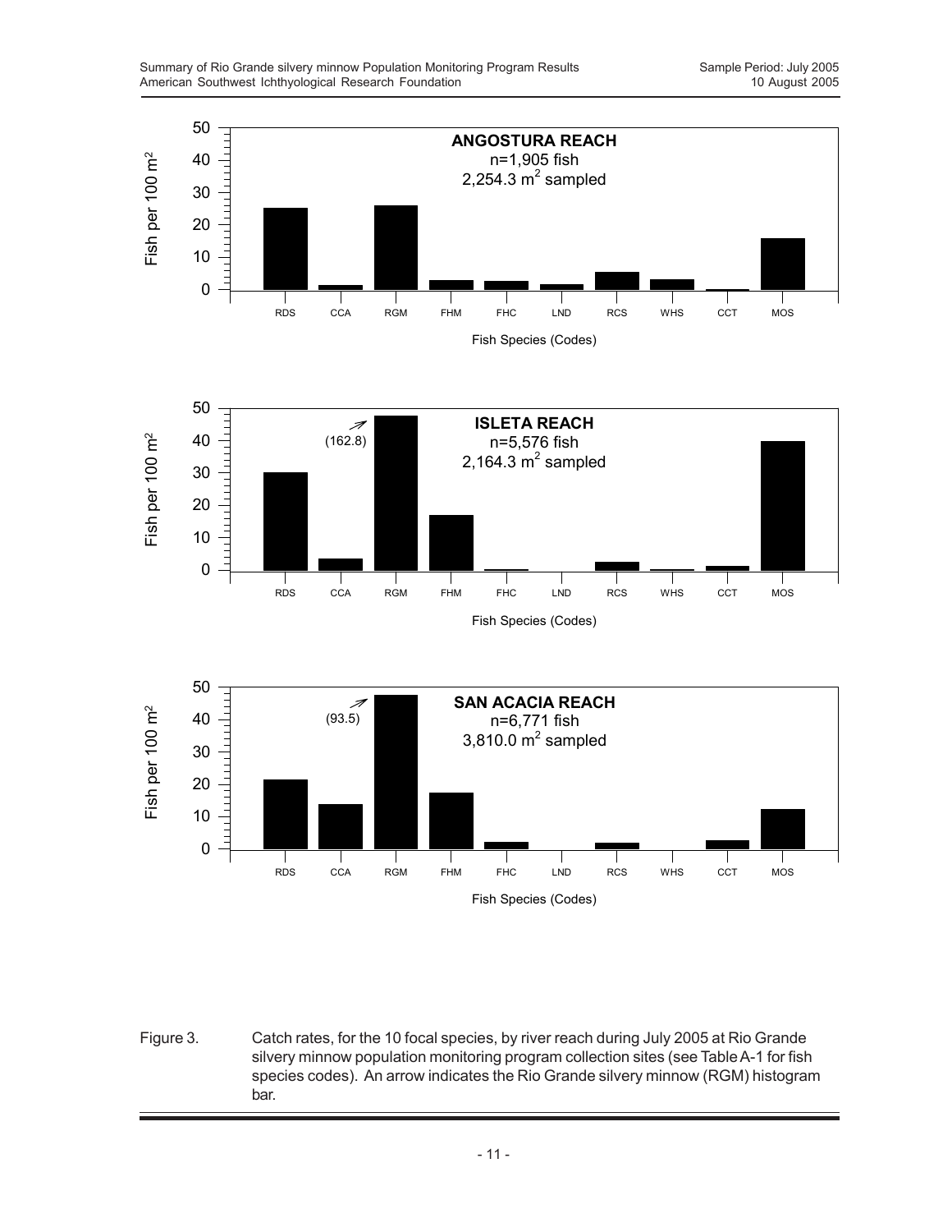Figure 3. Catch rates, for the 10 focal species, by river reach during July 2005 at Rio Grande silvery minnow population monitoring program collection sites (see Table A-1 for fish species codes). An arrow indicates the Rio Grande silvery minnow (RGM) histogram bar.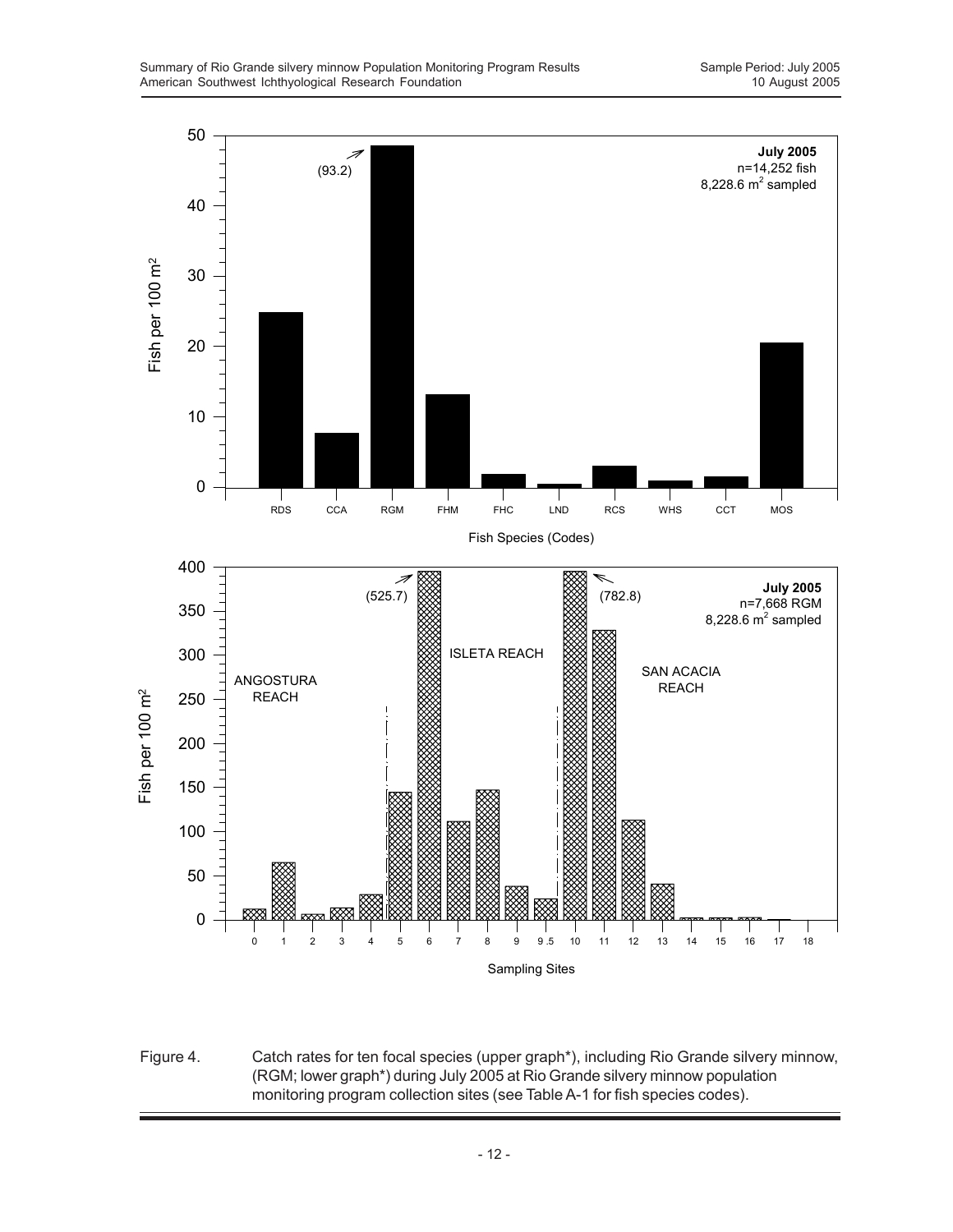Figure 4. Catch rates for ten focal species (upper graph*), including Rio Grande silvery minnow, (RGM; lower graph*) during July 2005 at Rio Grande silvery minnow population monitoring program collection sites (see Table A-1 for fish species codes).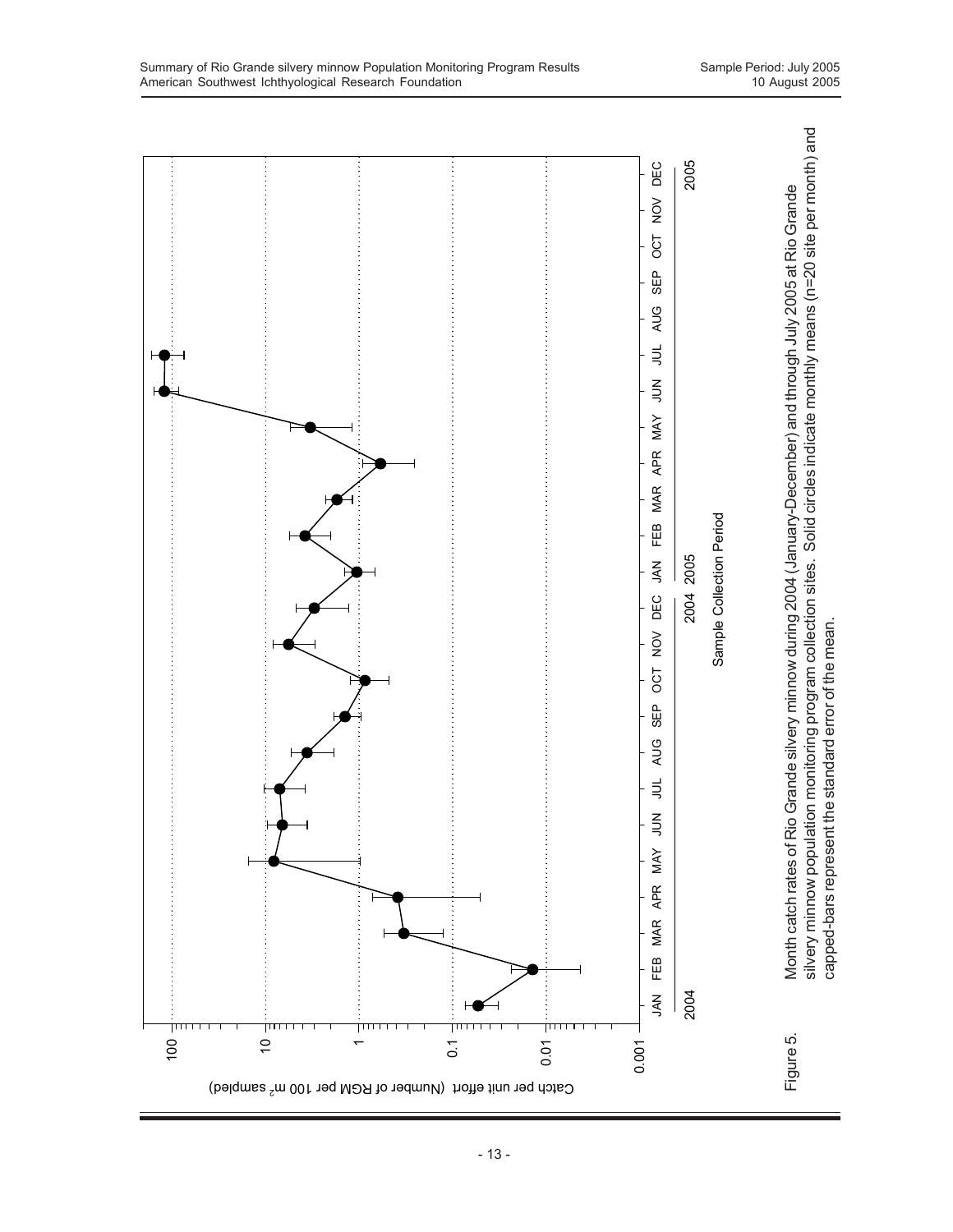Catch per unit effort (Number of RGM per 100 m$^2$ sampled)

100

10

1

0.1

0.01

0.001

JAN FEB MAR APR MAY JUN JUL AUG SEP OCT NOV DEC JAN FEB MAR APR MAY JUN JUL AUG SEP OCT NOV DEC

2004 2004 2005 2005

Sample Collection Period

Figure 5. Month catch rates of Rio Grande silvery minnow during 2004 (January-December) and through July 2005 at Rio Grande silvery minnow population monitoring program collection sites. Solid circles indicate monthly means (n=20 site per month) and capped-bars represent the standard error of the mean.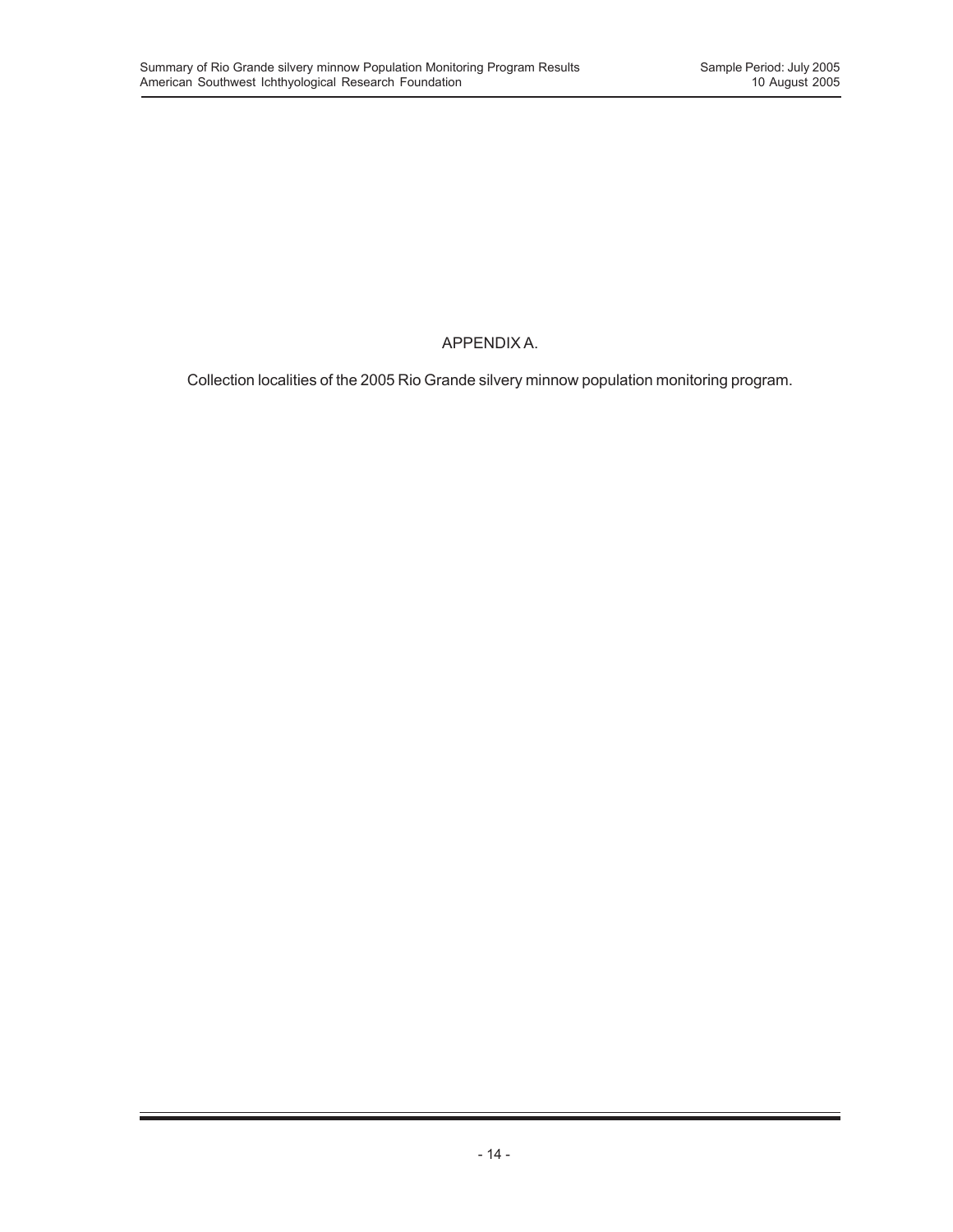# APPENDIX A.

Collection localities of the 2005 Rio Grande silvery minnow population monitoring program.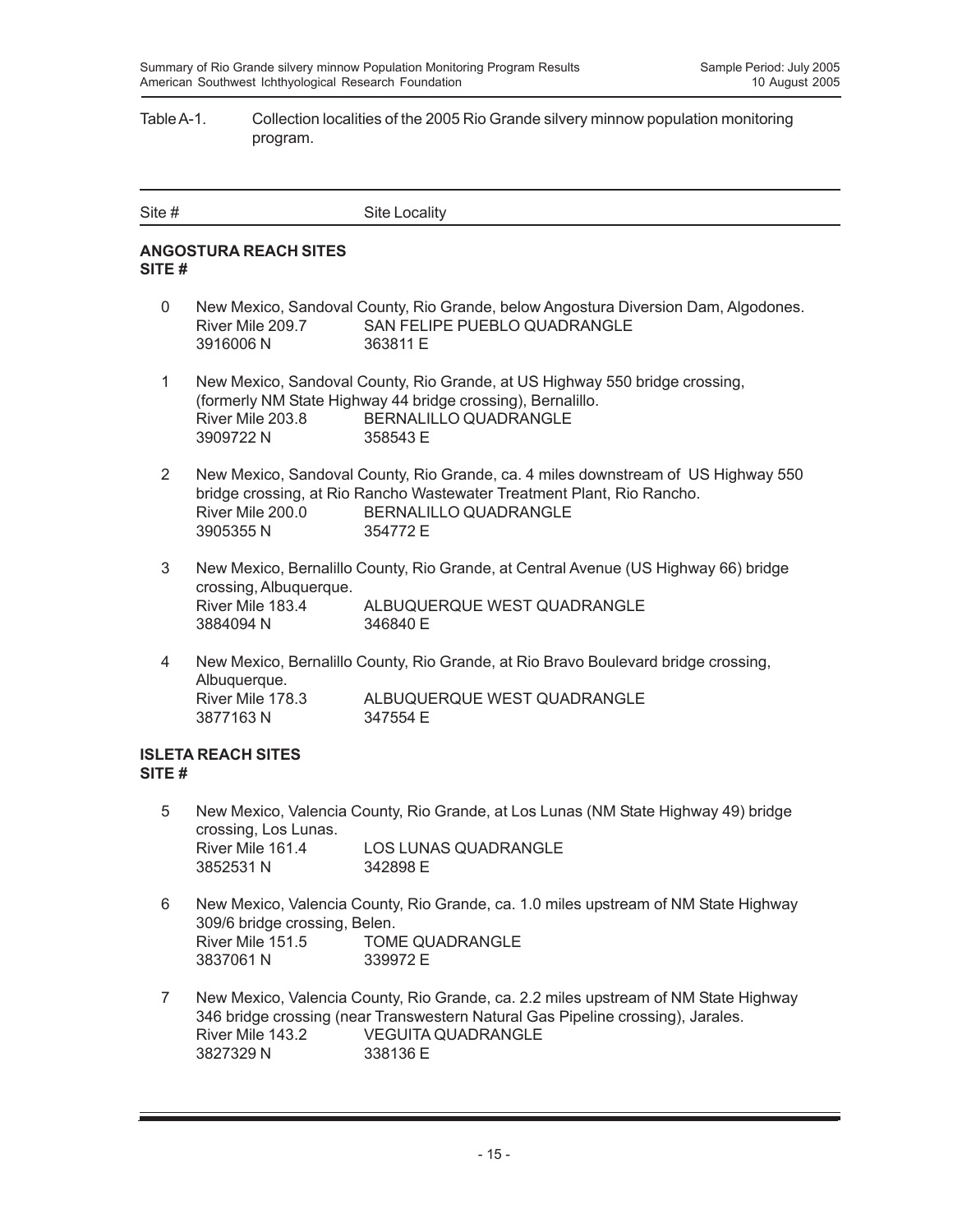Table A-1. Collection localities of the 2005 Rio Grande silvery minnow population monitoring program.

| Site # | Site Locality |
|---|---|

**ANGOSTURA REACH SITES**
**SITE #**

0 New Mexico, Sandoval County, Rio Grande, below Angostura Diversion Dam, Algodones.
River Mile 209.7 SAN FELIPE PUEBLO QUADRANGLE
3916006 N 363811 E

1 New Mexico, Sandoval County, Rio Grande, at US Highway 550 bridge crossing, (formerly NM State Highway 44 bridge crossing), Bernalillo.
River Mile 203.8 BERNALILLO QUADRANGLE
3909722 N 358543 E

2 New Mexico, Sandoval County, Rio Grande, ca. 4 miles downstream of US Highway 550 bridge crossing, at Rio Rancho Wastewater Treatment Plant, Rio Rancho.
River Mile 200.0 BERNALILLO QUADRANGLE
3905355 N 354772 E

3 New Mexico, Bernalillo County, Rio Grande, at Central Avenue (US Highway 66) bridge crossing, Albuquerque.
River Mile 183.4 ALBUQUERQUE WEST QUADRANGLE
3884094 N 346840 E

4 New Mexico, Bernalillo County, Rio Grande, at Rio Bravo Boulevard bridge crossing, Albuquerque.
River Mile 178.3 ALBUQUERQUE WEST QUADRANGLE
3877163 N 347554 E

**ISLETA REACH SITES**
**SITE #**

5 New Mexico, Valencia County, Rio Grande, at Los Lunas (NM State Highway 49) bridge crossing, Los Lunas.
River Mile 161.4 LOS LUNAS QUADRANGLE
3852531 N 342898 E

6 New Mexico, Valencia County, Rio Grande, ca. 1.0 miles upstream of NM State Highway 309/6 bridge crossing, Belen.
River Mile 151.5 TOME QUADRANGLE
3837061 N 339972 E

7 New Mexico, Valencia County, Rio Grande, ca. 2.2 miles upstream of NM State Highway 346 bridge crossing (near Transwestern Natural Gas Pipeline crossing), Jarales.
River Mile 143.2 VEGUITA QUADRANGLE
3827329 N 338136 E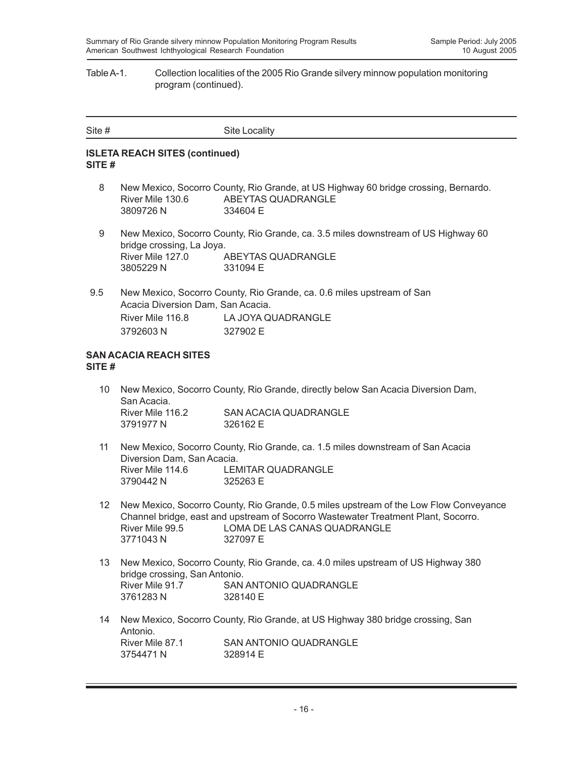Table A-1. Collection localities of the 2005 Rio Grande silvery minnow population monitoring program (continued).

| Site # | Site Locality |
|---|---|

**ISLETA REACH SITES (continued)**
**SITE #**

8 New Mexico, Socorro County, Rio Grande, at US Highway 60 bridge crossing, Bernardo.
River Mile 130.6 ABEYTAS QUADRANGLE
3809726 N 334604 E

9 New Mexico, Socorro County, Rio Grande, ca. 3.5 miles downstream of US Highway 60 bridge crossing, La Joya.
River Mile 127.0 ABEYTAS QUADRANGLE
3805229 N 331094 E

9.5 New Mexico, Socorro County, Rio Grande, ca. 0.6 miles upstream of San Acacia Diversion Dam, San Acacia.
River Mile 116.8 LA JOYA QUADRANGLE
3792603 N 327902 E

**SAN ACACIA REACH SITES**
**SITE #**

10 New Mexico, Socorro County, Rio Grande, directly below San Acacia Diversion Dam, San Acacia.
River Mile 116.2 SAN ACACIA QUADRANGLE
3791977 N 326162 E

11 New Mexico, Socorro County, Rio Grande, ca. 1.5 miles downstream of San Acacia Diversion Dam, San Acacia.
River Mile 114.6 LEMITAR QUADRANGLE
3790442 N 325263 E

12 New Mexico, Socorro County, Rio Grande, 0.5 miles upstream of the Low Flow Conveyance Channel bridge, east and upstream of Socorro Wastewater Treatment Plant, Socorro.
River Mile 99.5 LOMA DE LAS CANAS QUADRANGLE
3771043 N 327097 E

13 New Mexico, Socorro County, Rio Grande, ca. 4.0 miles upstream of US Highway 380 bridge crossing, San Antonio.
River Mile 91.7 SAN ANTONIO QUADRANGLE
3761283 N 328140 E

14 New Mexico, Socorro County, Rio Grande, at US Highway 380 bridge crossing, San Antonio.
River Mile 87.1 SAN ANTONIO QUADRANGLE
3754471 N 328914 E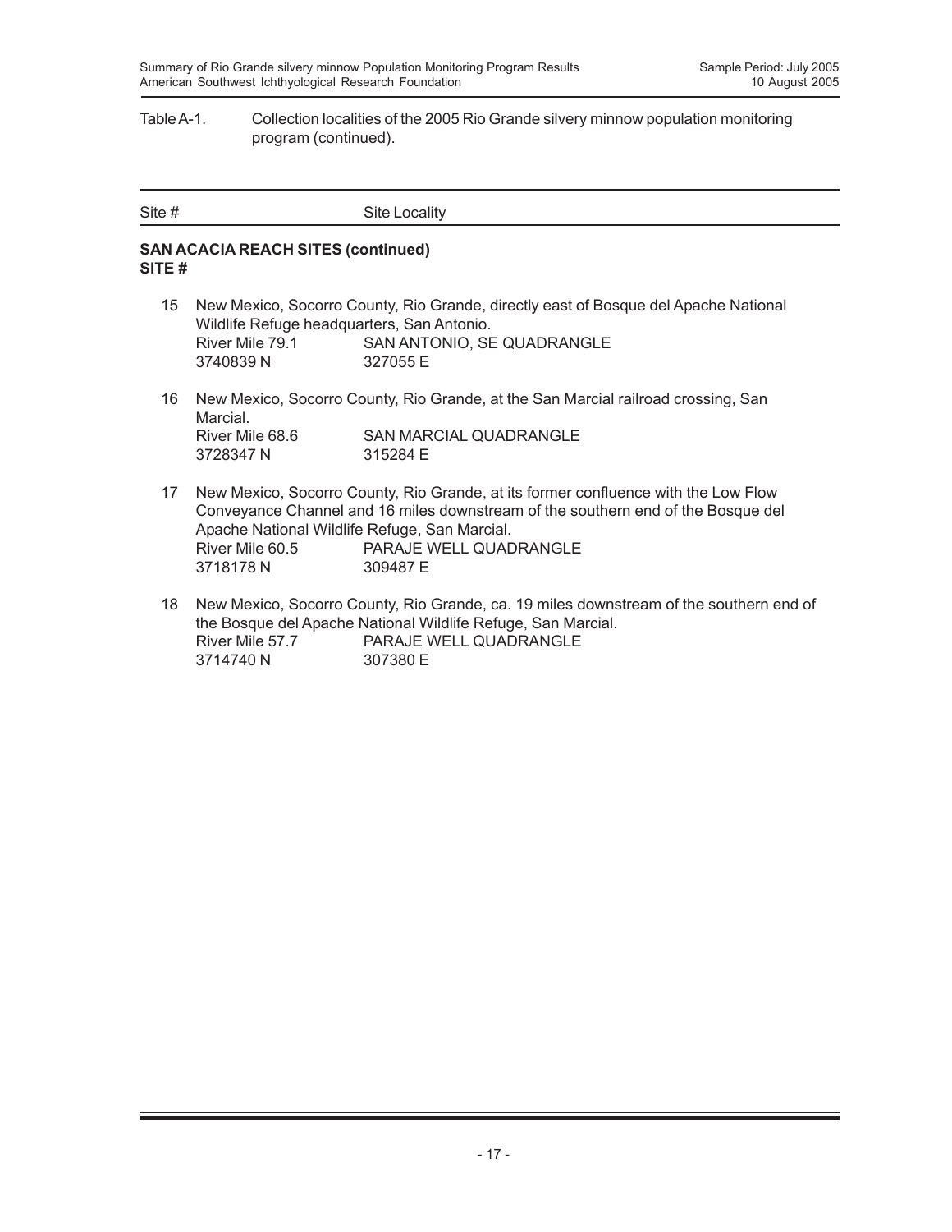Table A-1. Collection localities of the 2005 Rio Grande silvery minnow population monitoring program (continued).

| Site # | Site Locality |
|---|---|

**SAN ACACIA REACH SITES (continued)**
**SITE #**

15 New Mexico, Socorro County, Rio Grande, directly east of Bosque del Apache National Wildlife Refuge headquarters, San Antonio.
River Mile 79.1 SAN ANTONIO, SE QUADRANGLE
3740839 N 327055 E

16 New Mexico, Socorro County, Rio Grande, at the San Marcial railroad crossing, San Marcial.
River Mile 68.6 SAN MARCIAL QUADRANGLE
3728347 N 315284 E

17 New Mexico, Socorro County, Rio Grande, at its former confluence with the Low Flow Conveyance Channel and 16 miles downstream of the southern end of the Bosque del Apache National Wildlife Refuge, San Marcial.
River Mile 60.5 PARAJE WELL QUADRANGLE
3718178 N 309487 E

18 New Mexico, Socorro County, Rio Grande, ca. 19 miles downstream of the southern end of the Bosque del Apache National Wildlife Refuge, San Marcial.
River Mile 57.7 PARAJE WELL QUADRANGLE
3714740 N 307380 E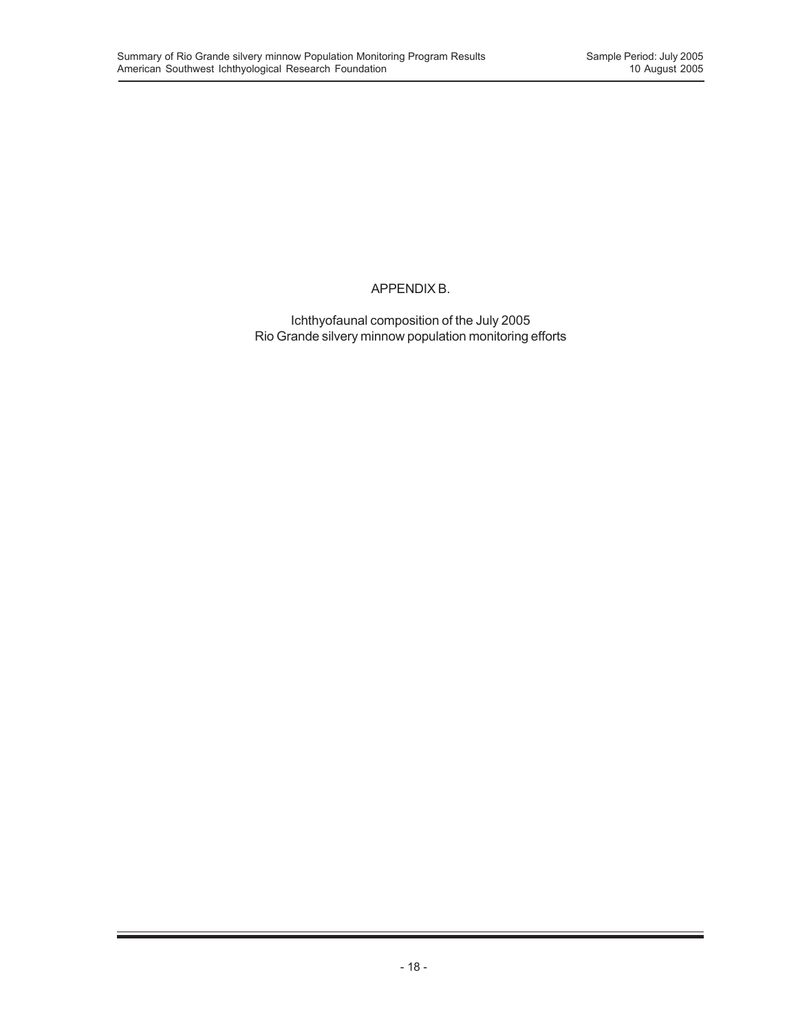# APPENDIX B.

Ichthyofaunal composition of the July 2005
Rio Grande silvery minnow population monitoring efforts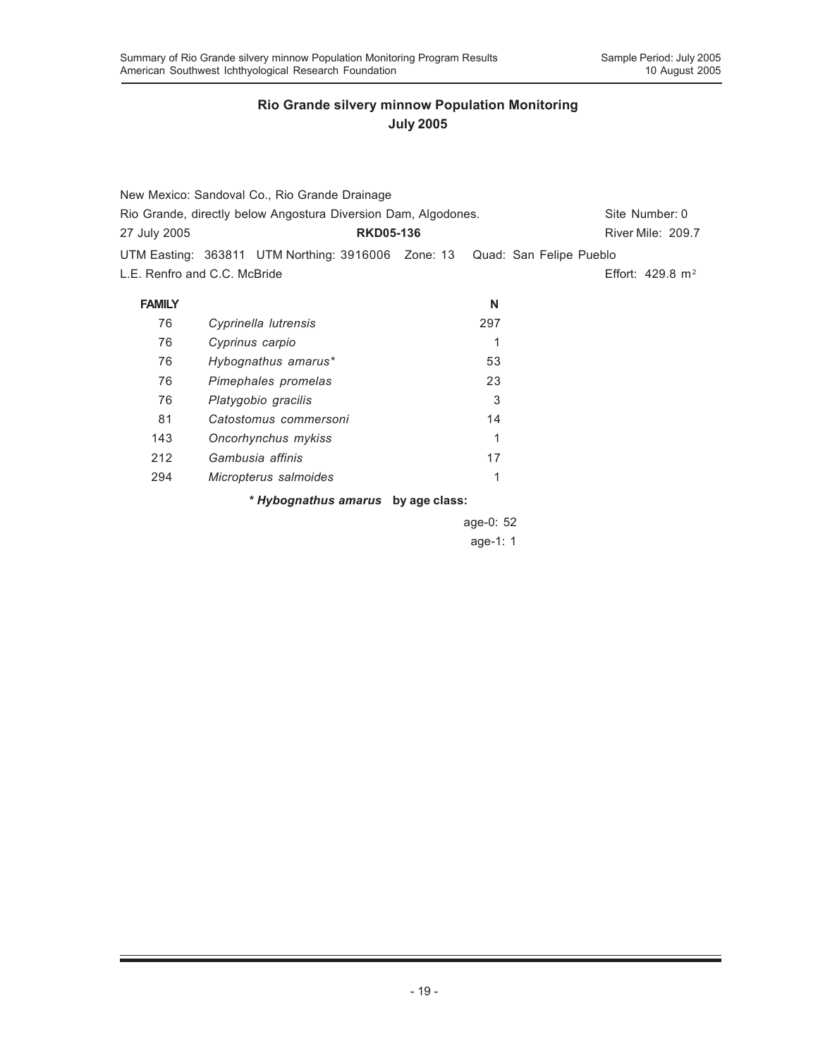## Rio Grande silvery minnow Population Monitoring
## July 2005

New Mexico: Sandoval Co., Rio Grande Drainage
Rio Grande, directly below Angostura Diversion Dam, Algodones. Site Number: 0
27 July 2005 **RKD05-136** River Mile: 209.7
UTM Easting: 363811 UTM Northing: 3916006 Zone: 13 Quad: San Felipe Pueblo
L.E. Renfro and C.C. McBride Effort: 429.8 $m^2$

| FAMILY | | N |
|---|---|---|
| 76 | *Cyprinella lutrensis* | 297 |
| 76 | *Cyprinus carpio* | 1 |
| 76 | *Hybognathus amarus** | 53 |
| 76 | *Pimephales promelas* | 23 |
| 76 | *Platygobio gracilis* | 3 |
| 81 | *Catostomus commersoni* | 14 |
| 143 | *Oncorhynchus mykiss* | 1 |
| 212 | *Gambusia affinis* | 17 |
| 294 | *Micropterus salmoides* | 1 |

**\* *Hybognathus amarus* by age class:**

age-0: 52
age-1: 1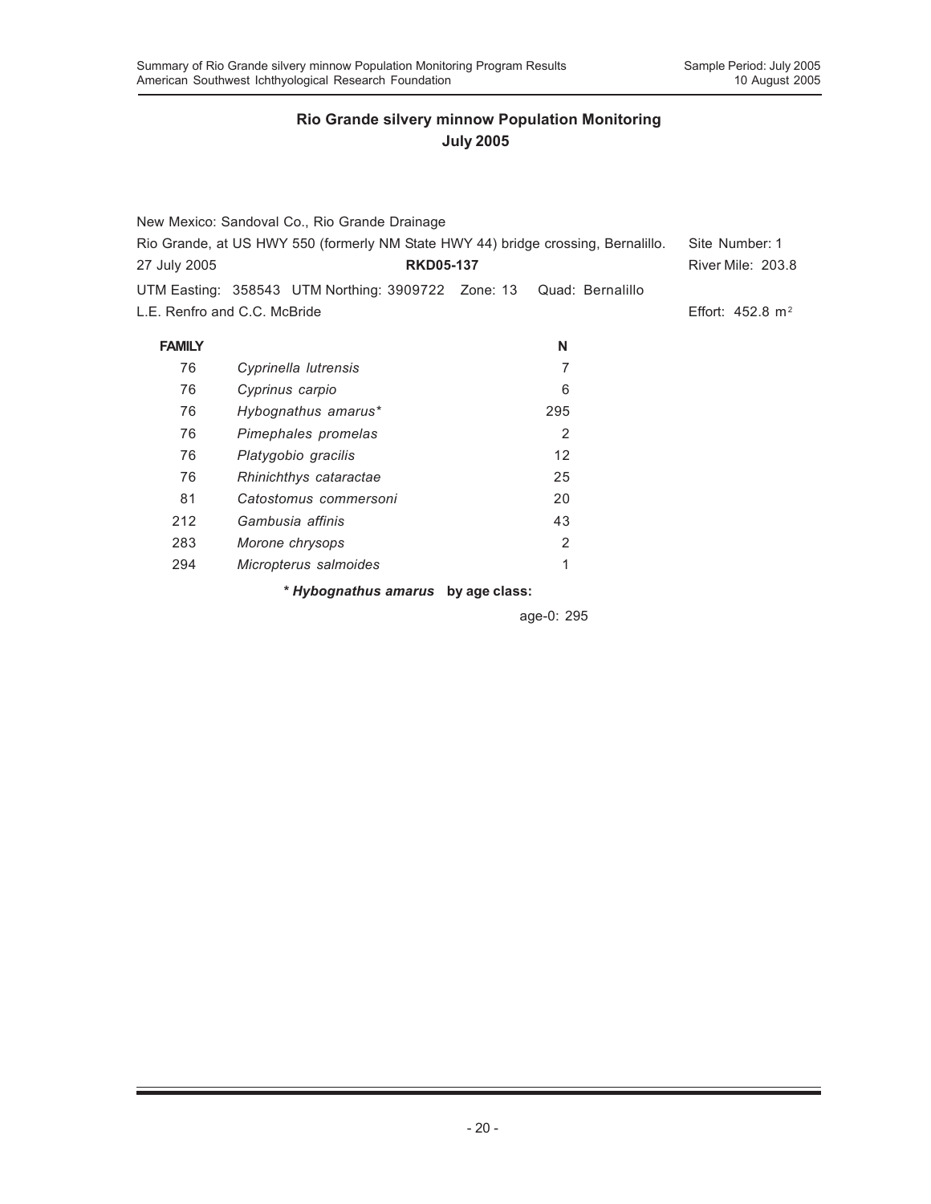## Rio Grande silvery minnow Population Monitoring
## July 2005

New Mexico: Sandoval Co., Rio Grande Drainage
Rio Grande, at US HWY 550 (formerly NM State HWY 44) bridge crossing, Bernalillo. Site Number: 1
27 July 2005 **RKD05-137** River Mile: 203.8
UTM Easting: 358543 UTM Northing: 3909722 Zone: 13 Quad: Bernalillo
L.E. Renfro and C.C. McBride Effort: 452.8 $m^2$

| FAMILY | | N |
|---|---|---|
| 76 | *Cyprinella lutrensis* | 7 |
| 76 | *Cyprinus carpio* | 6 |
| 76 | *Hybognathus amarus** | 295 |
| 76 | *Pimephales promelas* | 2 |
| 76 | *Platygobio gracilis* | 12 |
| 76 | *Rhinichthys cataractae* | 25 |
| 81 | *Catostomus commersoni* | 20 |
| 212 | *Gambusia affinis* | 43 |
| 283 | *Morone chrysops* | 2 |
| 294 | *Micropterus salmoides* | 1 |

**\* *Hybognathus amarus* by age class:**

age-0: 295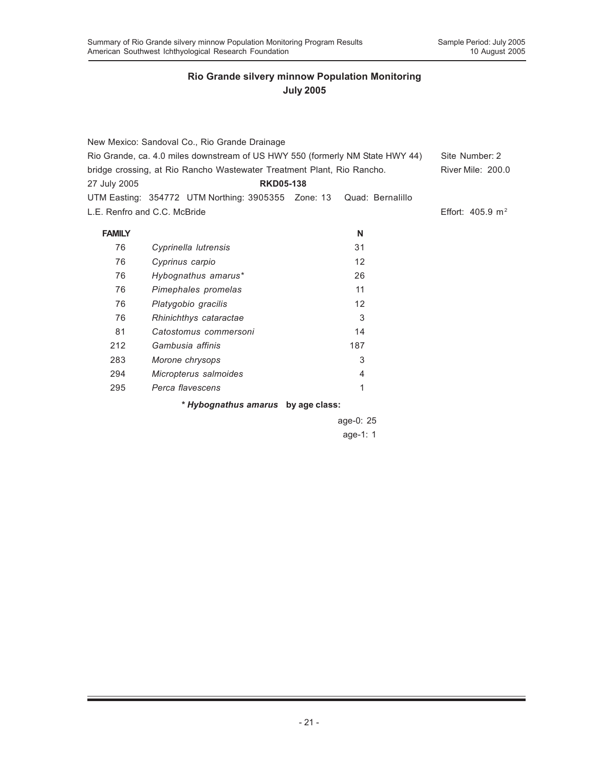## Rio Grande silvery minnow Population Monitoring
## July 2005

New Mexico: Sandoval Co., Rio Grande Drainage

Rio Grande, ca. 4.0 miles downstream of US HWY 550 (formerly NM State HWY 44) bridge crossing, at Rio Rancho Wastewater Treatment Plant, Rio Rancho.

Site Number: 2

River Mile: 200.0

27 July 2005 **RKD05-138**

UTM Easting: 354772 UTM Northing: 3905355 Zone: 13 Quad: Bernalillo

L.E. Renfro and C.C. McBride

Effort: 405.9 $m^2$

| FAMILY | | N |
|---|---|---|
| 76 | *Cyprinella lutrensis* | 31 |
| 76 | *Cyprinus carpio* | 12 |
| 76 | *Hybognathus amarus** | 26 |
| 76 | *Pimephales promelas* | 11 |
| 76 | *Platygobio gracilis* | 12 |
| 76 | *Rhinichthys cataractae* | 3 |
| 81 | *Catostomus commersoni* | 14 |
| 212 | *Gambusia affinis* | 187 |
| 283 | *Morone chrysops* | 3 |
| 294 | *Micropterus salmoides* | 4 |
| 295 | *Perca flavescens* | 1 |

**\* *Hybognathus amarus* by age class:**

age-0: 25

age-1: 1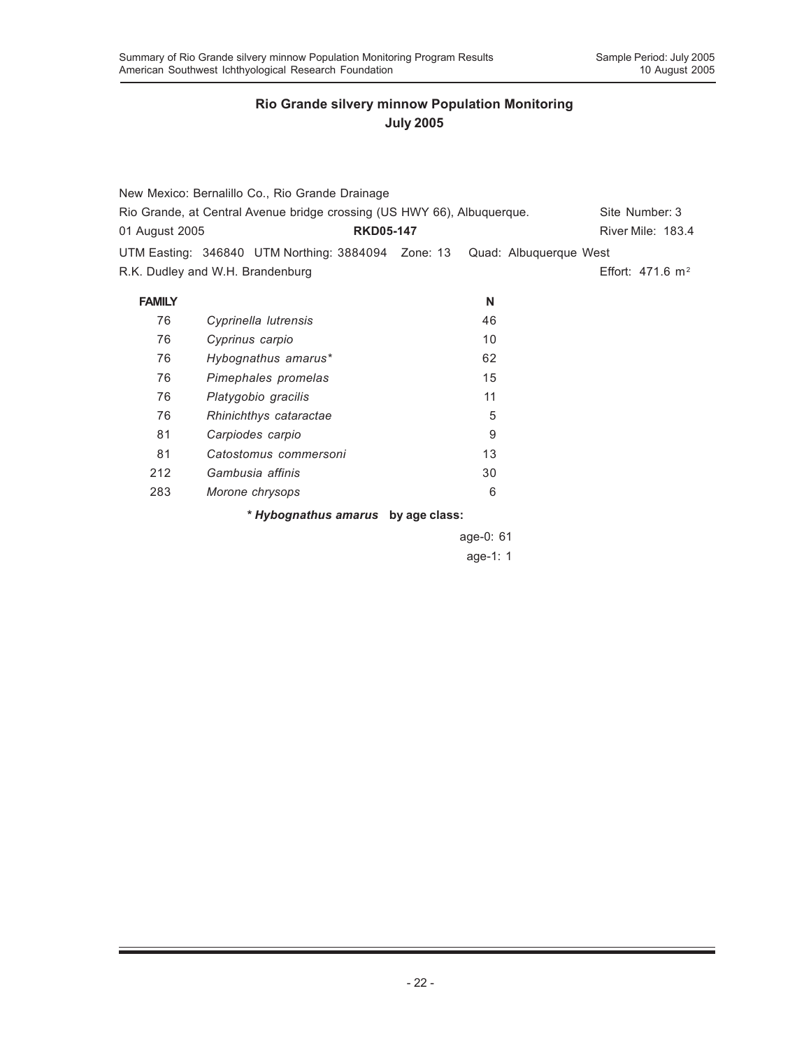## Rio Grande silvery minnow Population Monitoring
## July 2005

New Mexico: Bernalillo Co., Rio Grande Drainage

Rio Grande, at Central Avenue bridge crossing (US HWY 66), Albuquerque. Site Number: 3

01 August 2005 **RKD05-147** River Mile: 183.4

UTM Easting: 346840 UTM Northing: 3884094 Zone: 13 Quad: Albuquerque West

R.K. Dudley and W.H. Brandenburg Effort: 471.6 $m^2$

| FAMILY | | N |
|---|---|---|
| 76 | *Cyprinella lutrensis* | 46 |
| 76 | *Cyprinus carpio* | 10 |
| 76 | *Hybognathus amarus** | 62 |
| 76 | *Pimephales promelas* | 15 |
| 76 | *Platygobio gracilis* | 11 |
| 76 | *Rhinichthys cataractae* | 5 |
| 81 | *Carpiodes carpio* | 9 |
| 81 | *Catostomus commersoni* | 13 |
| 212 | *Gambusia affinis* | 30 |
| 283 | *Morone chrysops* | 6 |

**\* *Hybognathus amarus* by age class:**

age-0: 61

age-1: 1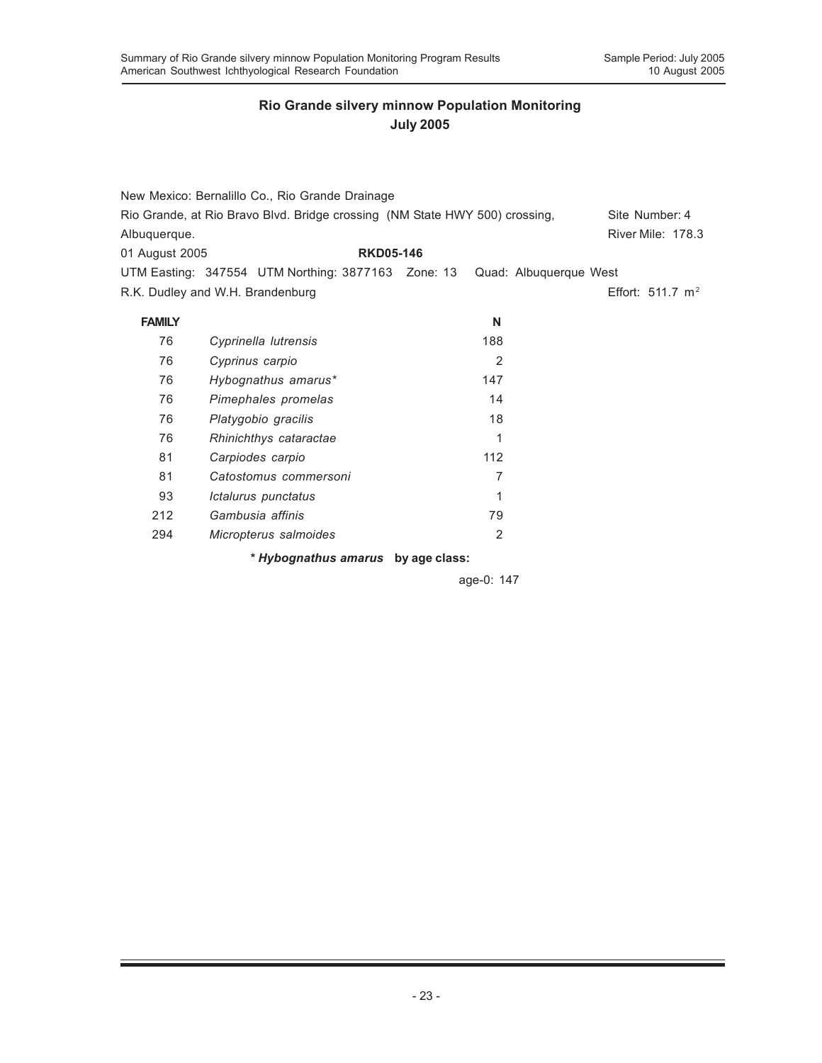## Rio Grande silvery minnow Population Monitoring
## July 2005

New Mexico: Bernalillo Co., Rio Grande Drainage

Rio Grande, at Rio Bravo Blvd. Bridge crossing (NM State HWY 500) crossing, Albuquerque. — Site Number: 4 — River Mile: 178.3

01 August 2005 — **RKD05-146**

UTM Easting: 347554 UTM Northing: 3877163 Zone: 13 Quad: Albuquerque West

R.K. Dudley and W.H. Brandenburg — Effort: 511.7 $m^2$

| FAMILY | | N |
|---|---|---|
| 76 | *Cyprinella lutrensis* | 188 |
| 76 | *Cyprinus carpio* | 2 |
| 76 | *Hybognathus amarus** | 147 |
| 76 | *Pimephales promelas* | 14 |
| 76 | *Platygobio gracilis* | 18 |
| 76 | *Rhinichthys cataractae* | 1 |
| 81 | *Carpiodes carpio* | 112 |
| 81 | *Catostomus commersoni* | 7 |
| 93 | *Ictalurus punctatus* | 1 |
| 212 | *Gambusia affinis* | 79 |
| 294 | *Micropterus salmoides* | 2 |

**\* *Hybognathus amarus* by age class:**

age-0: 147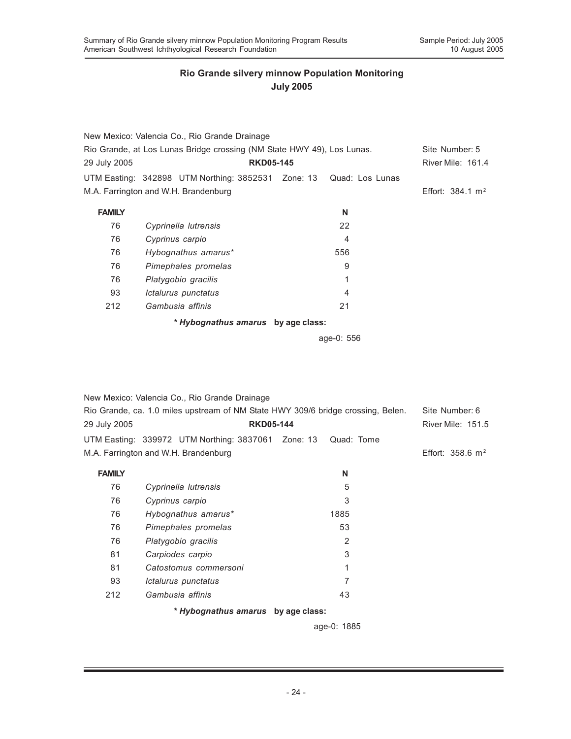## Rio Grande silvery minnow Population Monitoring
## July 2005

New Mexico: Valencia Co., Rio Grande Drainage
Rio Grande, at Los Lunas Bridge crossing (NM State HWY 49), Los Lunas. Site Number: 5
29 July 2005 **RKD05-145** River Mile: 161.4
UTM Easting: 342898 UTM Northing: 3852531 Zone: 13 Quad: Los Lunas
M.A. Farrington and W.H. Brandenburg Effort: 384.1 $m^2$

| FAMILY | | N |
|---|---|---|
| 76 | *Cyprinella lutrensis* | 22 |
| 76 | *Cyprinus carpio* | 4 |
| 76 | *Hybognathus amarus** | 556 |
| 76 | *Pimephales promelas* | 9 |
| 76 | *Platygobio gracilis* | 1 |
| 93 | *Ictalurus punctatus* | 4 |
| 212 | *Gambusia affinis* | 21 |

**\* *Hybognathus amarus* by age class:**

age-0: 556

New Mexico: Valencia Co., Rio Grande Drainage
Rio Grande, ca. 1.0 miles upstream of NM State HWY 309/6 bridge crossing, Belen. Site Number: 6
29 July 2005 **RKD05-144** River Mile: 151.5
UTM Easting: 339972 UTM Northing: 3837061 Zone: 13 Quad: Tome
M.A. Farrington and W.H. Brandenburg Effort: 358.6 $m^2$

| FAMILY | | N |
|---|---|---|
| 76 | *Cyprinella lutrensis* | 5 |
| 76 | *Cyprinus carpio* | 3 |
| 76 | *Hybognathus amarus** | 1885 |
| 76 | *Pimephales promelas* | 53 |
| 76 | *Platygobio gracilis* | 2 |
| 81 | *Carpiodes carpio* | 3 |
| 81 | *Catostomus commersoni* | 1 |
| 93 | *Ictalurus punctatus* | 7 |
| 212 | *Gambusia affinis* | 43 |

**\* *Hybognathus amarus* by age class:**

age-0: 1885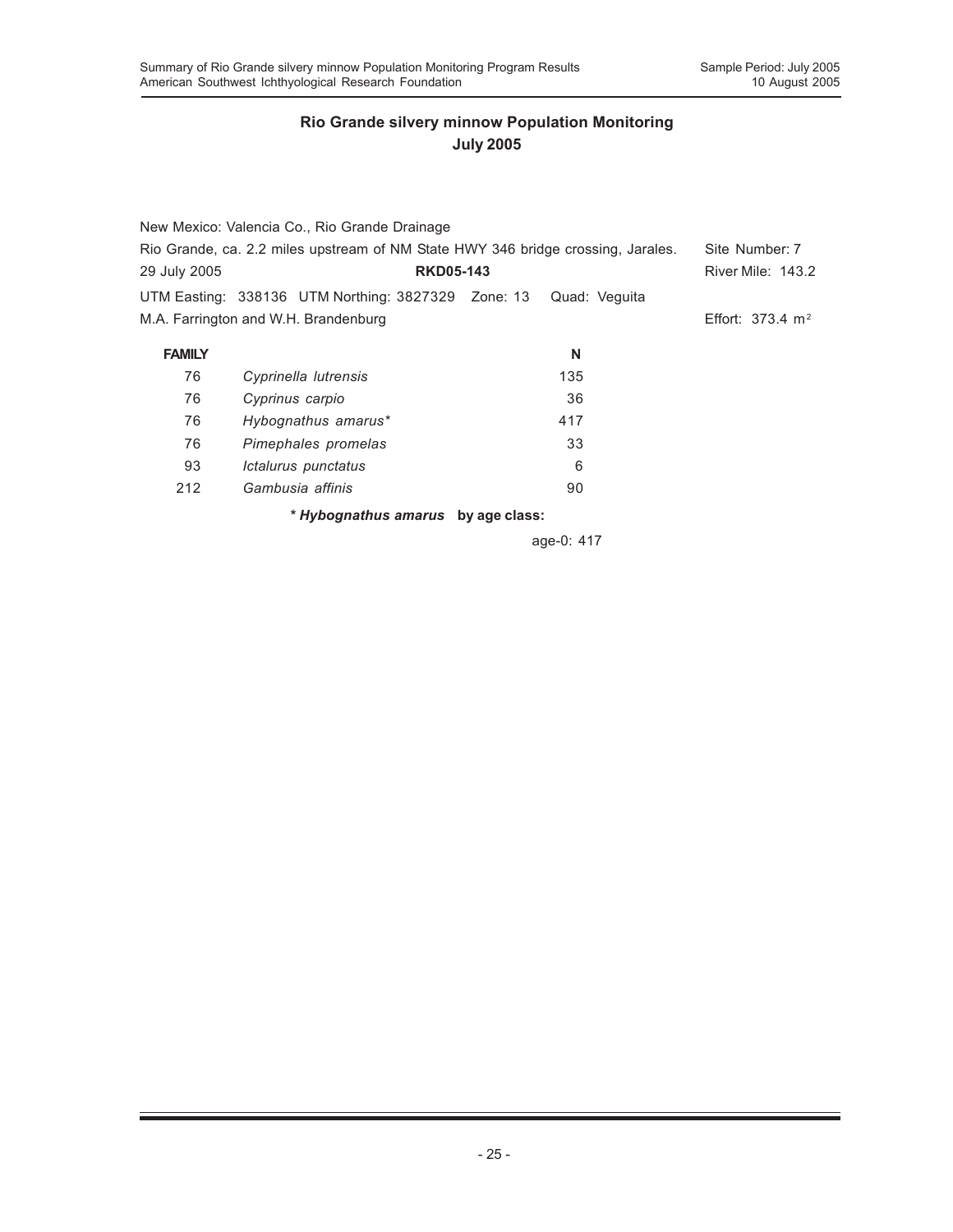## Rio Grande silvery minnow Population Monitoring
## July 2005

New Mexico: Valencia Co., Rio Grande Drainage

Rio Grande, ca. 2.2 miles upstream of NM State HWY 346 bridge crossing, Jarales. Site Number: 7

29 July 2005 **RKD05-143** River Mile: 143.2

UTM Easting: 338136 UTM Northing: 3827329 Zone: 13 Quad: Veguita

M.A. Farrington and W.H. Brandenburg Effort: 373.4 $m^2$

| FAMILY | | N |
|---|---|---|
| 76 | *Cyprinella lutrensis* | 135 |
| 76 | *Cyprinus carpio* | 36 |
| 76 | *Hybognathus amarus** | 417 |
| 76 | *Pimephales promelas* | 33 |
| 93 | *Ictalurus punctatus* | 6 |
| 212 | *Gambusia affinis* | 90 |

**\* *Hybognathus amarus* by age class:**

age-0: 417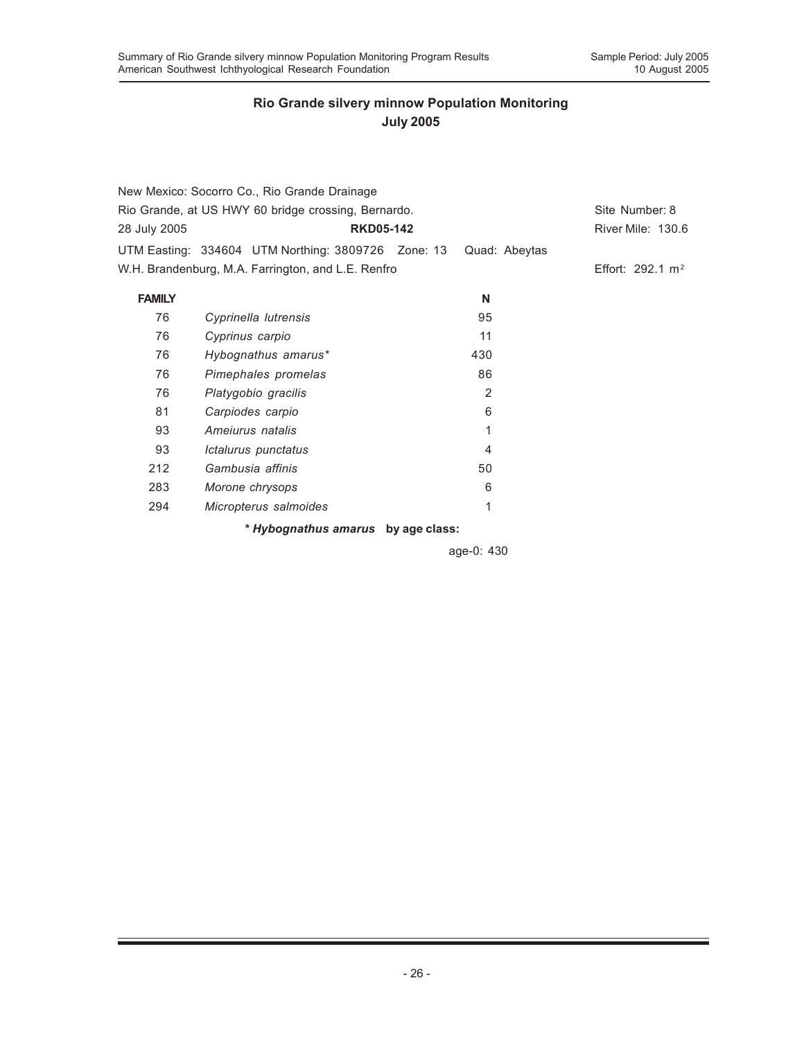## Rio Grande silvery minnow Population Monitoring
## July 2005

New Mexico: Socorro Co., Rio Grande Drainage
Rio Grande, at US HWY 60 bridge crossing, Bernardo. Site Number: 8
28 July 2005 **RKD05-142** River Mile: 130.6
UTM Easting: 334604 UTM Northing: 3809726 Zone: 13 Quad: Abeytas
W.H. Brandenburg, M.A. Farrington, and L.E. Renfro Effort: 292.1 $m^2$

| FAMILY | | N |
|---|---|---|
| 76 | *Cyprinella lutrensis* | 95 |
| 76 | *Cyprinus carpio* | 11 |
| 76 | *Hybognathus amarus** | 430 |
| 76 | *Pimephales promelas* | 86 |
| 76 | *Platygobio gracilis* | 2 |
| 81 | *Carpiodes carpio* | 6 |
| 93 | *Ameiurus natalis* | 1 |
| 93 | *Ictalurus punctatus* | 4 |
| 212 | *Gambusia affinis* | 50 |
| 283 | *Morone chrysops* | 6 |
| 294 | *Micropterus salmoides* | 1 |

**\* *Hybognathus amarus* by age class:**

age-0: 430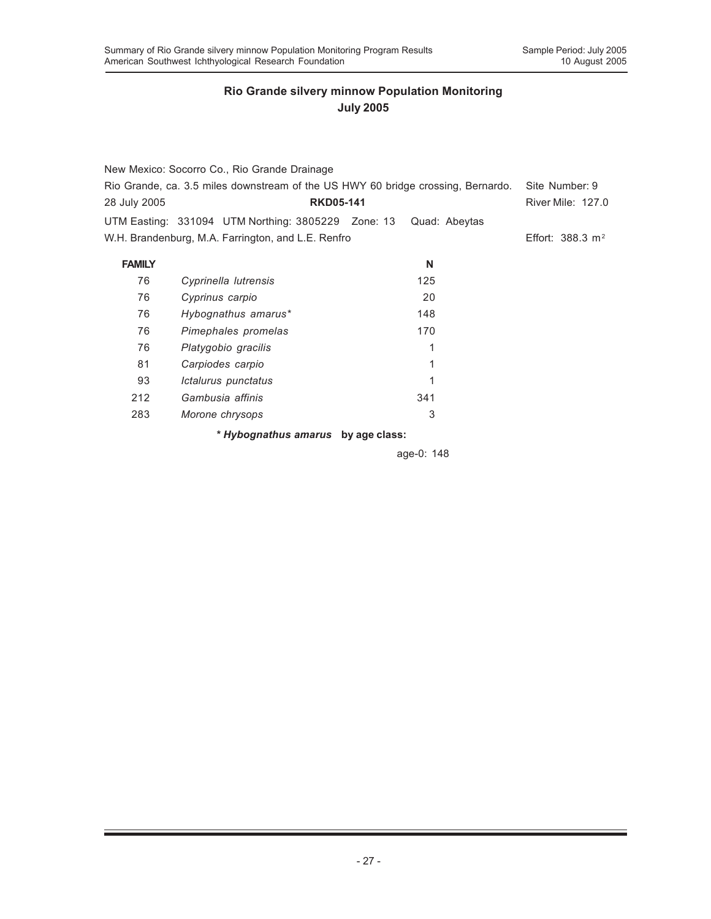## Rio Grande silvery minnow Population Monitoring
## July 2005

New Mexico: Socorro Co., Rio Grande Drainage
Rio Grande, ca. 3.5 miles downstream of the US HWY 60 bridge crossing, Bernardo. Site Number: 9
28 July 2005 **RKD05-141** River Mile: 127.0
UTM Easting: 331094 UTM Northing: 3805229 Zone: 13 Quad: Abeytas
W.H. Brandenburg, M.A. Farrington, and L.E. Renfro Effort: 388.3 $m^2$

| FAMILY | | N |
|---|---|---|
| 76 | *Cyprinella lutrensis* | 125 |
| 76 | *Cyprinus carpio* | 20 |
| 76 | *Hybognathus amarus** | 148 |
| 76 | *Pimephales promelas* | 170 |
| 76 | *Platygobio gracilis* | 1 |
| 81 | *Carpiodes carpio* | 1 |
| 93 | *Ictalurus punctatus* | 1 |
| 212 | *Gambusia affinis* | 341 |
| 283 | *Morone chrysops* | 3 |

**\* *Hybognathus amarus* by age class:**

age-0: 148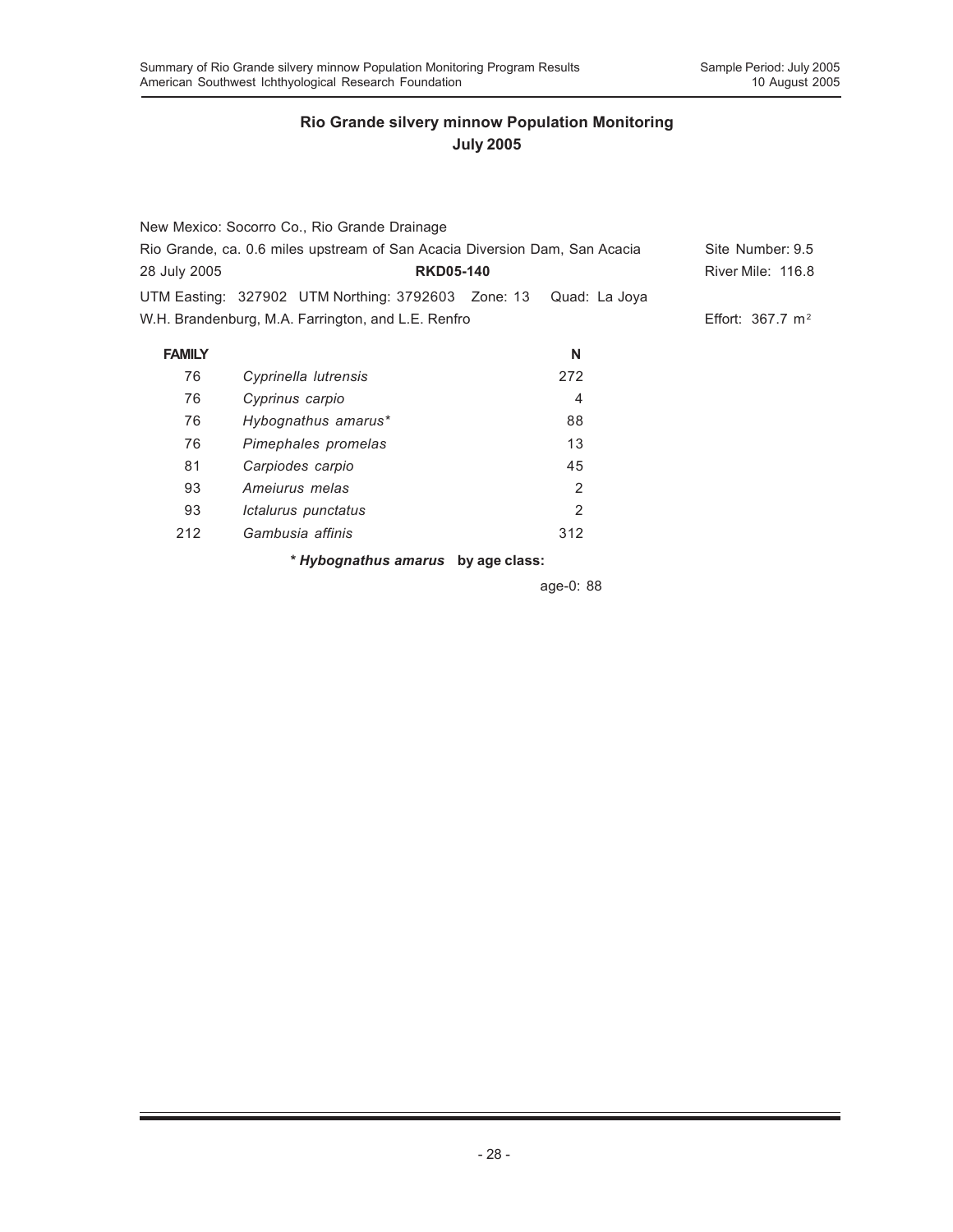## Rio Grande silvery minnow Population Monitoring
## July 2005

New Mexico: Socorro Co., Rio Grande Drainage

Rio Grande, ca. 0.6 miles upstream of San Acacia Diversion Dam, San Acacia — Site Number: 9.5

28 July 2005 — **RKD05-140** — River Mile: 116.8

UTM Easting: 327902 UTM Northing: 3792603 Zone: 13 Quad: La Joya

W.H. Brandenburg, M.A. Farrington, and L.E. Renfro — Effort: 367.7 $m^2$

| FAMILY | | N |
|---|---|---|
| 76 | *Cyprinella lutrensis* | 272 |
| 76 | *Cyprinus carpio* | 4 |
| 76 | *Hybognathus amarus** | 88 |
| 76 | *Pimephales promelas* | 13 |
| 81 | *Carpiodes carpio* | 45 |
| 93 | *Ameiurus melas* | 2 |
| 93 | *Ictalurus punctatus* | 2 |
| 212 | *Gambusia affinis* | 312 |

**\* *Hybognathus amarus* by age class:**

age-0: 88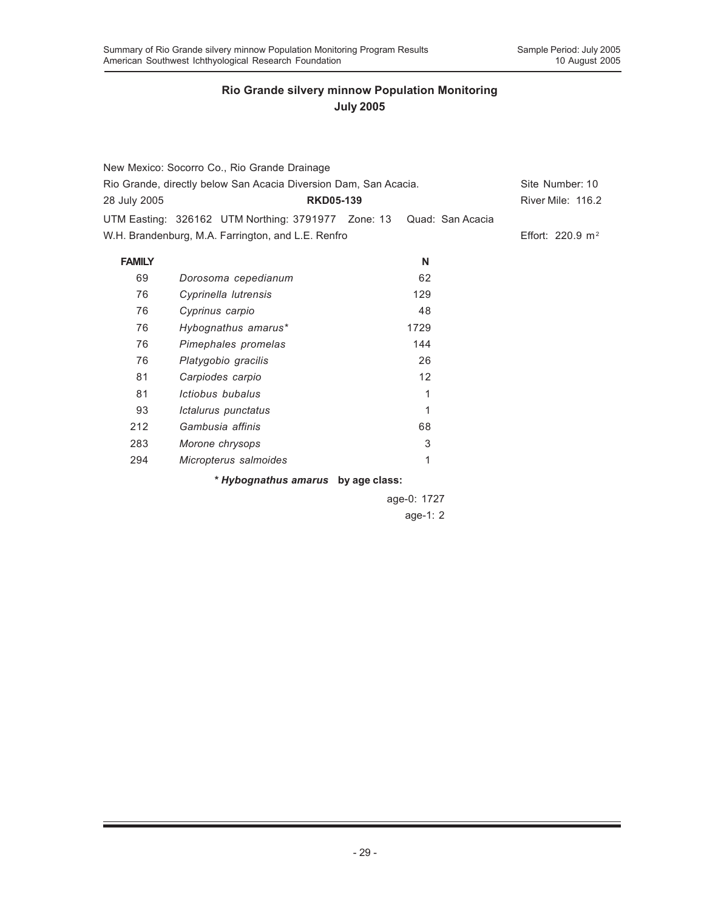## Rio Grande silvery minnow Population Monitoring
## July 2005

New Mexico: Socorro Co., Rio Grande Drainage
Rio Grande, directly below San Acacia Diversion Dam, San Acacia. Site Number: 10
28 July 2005 **RKD05-139** River Mile: 116.2
UTM Easting: 326162 UTM Northing: 3791977 Zone: 13 Quad: San Acacia
W.H. Brandenburg, M.A. Farrington, and L.E. Renfro Effort: 220.9 $m^2$

| FAMILY | | N |
|---|---|---|
| 69 | *Dorosoma cepedianum* | 62 |
| 76 | *Cyprinella lutrensis* | 129 |
| 76 | *Cyprinus carpio* | 48 |
| 76 | *Hybognathus amarus** | 1729 |
| 76 | *Pimephales promelas* | 144 |
| 76 | *Platygobio gracilis* | 26 |
| 81 | *Carpiodes carpio* | 12 |
| 81 | *Ictiobus bubalus* | 1 |
| 93 | *Ictalurus punctatus* | 1 |
| 212 | *Gambusia affinis* | 68 |
| 283 | *Morone chrysops* | 3 |
| 294 | *Micropterus salmoides* | 1 |

**\* *Hybognathus amarus* by age class:**

age-0: 1727
age-1: 2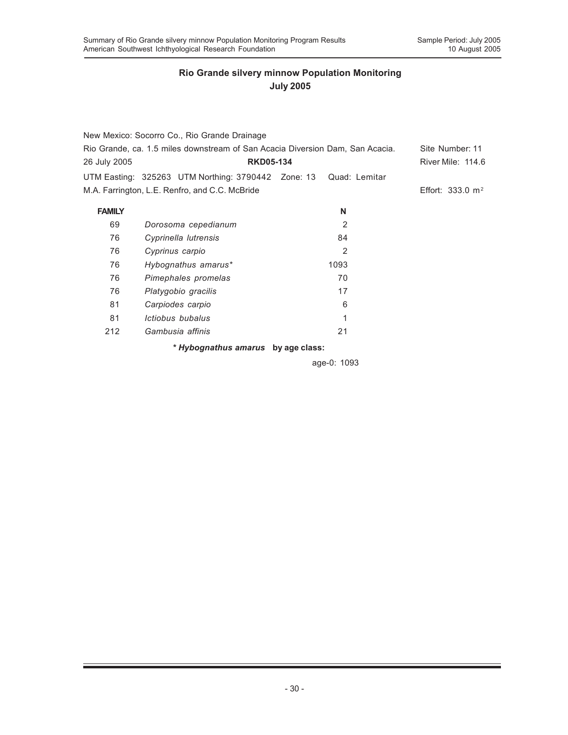## Rio Grande silvery minnow Population Monitoring
## July 2005

New Mexico: Socorro Co., Rio Grande Drainage

Rio Grande, ca. 1.5 miles downstream of San Acacia Diversion Dam, San Acacia. Site Number: 11

26 July 2005 **RKD05-134** River Mile: 114.6

UTM Easting: 325263 UTM Northing: 3790442 Zone: 13 Quad: Lemitar

M.A. Farrington, L.E. Renfro, and C.C. McBride Effort: 333.0 $m^2$

| **FAMILY** | | **N** |
|---|---|---|
| 69 | *Dorosoma cepedianum* | 2 |
| 76 | *Cyprinella lutrensis* | 84 |
| 76 | *Cyprinus carpio* | 2 |
| 76 | *Hybognathus amarus** | 1093 |
| 76 | *Pimephales promelas* | 70 |
| 76 | *Platygobio gracilis* | 17 |
| 81 | *Carpiodes carpio* | 6 |
| 81 | *Ictiobus bubalus* | 1 |
| 212 | *Gambusia affinis* | 21 |

**** Hybognathus amarus* by age class:**

age-0: 1093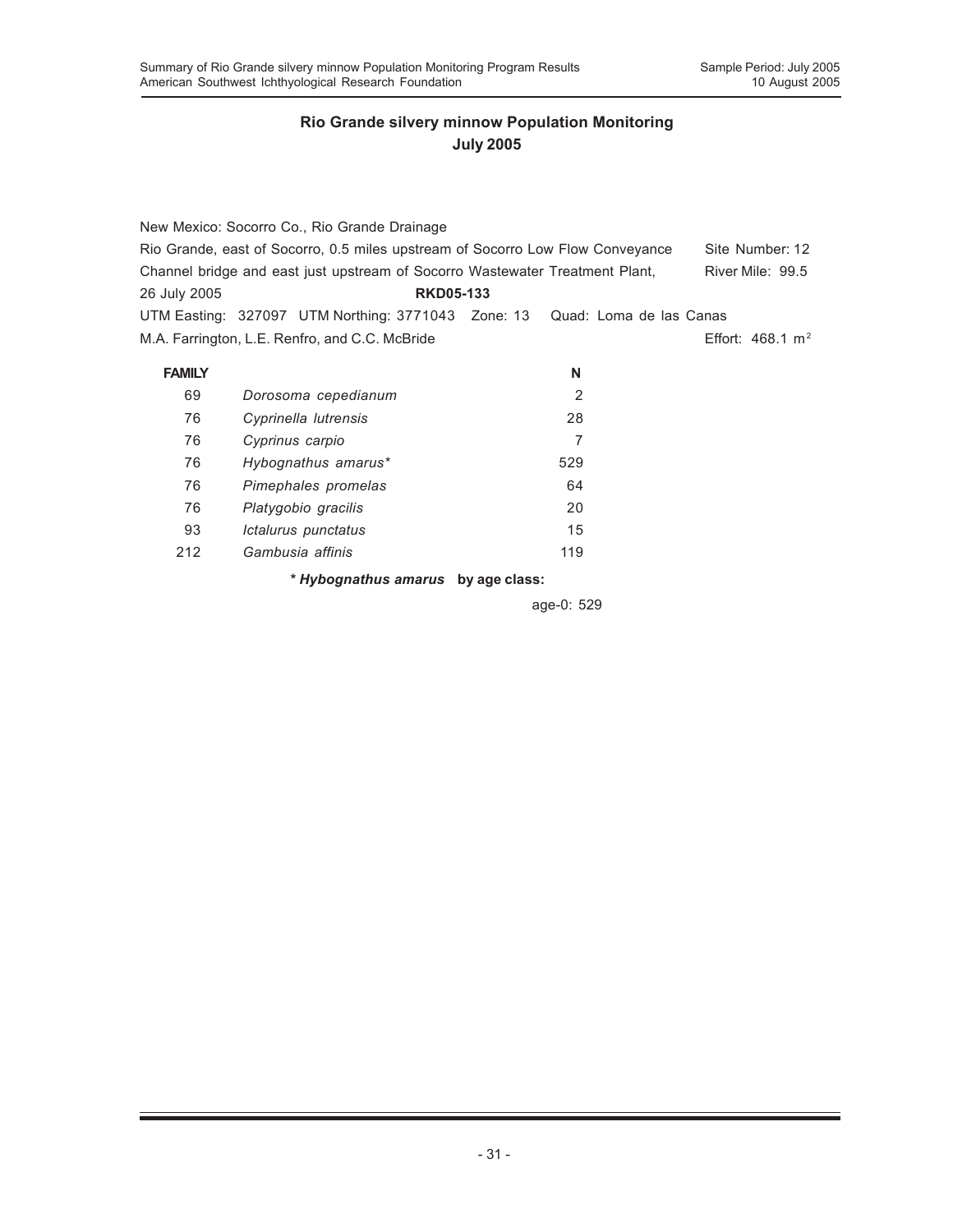## Rio Grande silvery minnow Population Monitoring
## July 2005

New Mexico: Socorro Co., Rio Grande Drainage

Rio Grande, east of Socorro, 0.5 miles upstream of Socorro Low Flow Conveyance Channel bridge and east just upstream of Socorro Wastewater Treatment Plant, — Site Number: 12, River Mile: 99.5

26 July 2005 **RKD05-133**

UTM Easting: 327097 UTM Northing: 3771043 Zone: 13 Quad: Loma de las Canas

M.A. Farrington, L.E. Renfro, and C.C. McBride — Effort: 468.1 $m^2$

| FAMILY | | N |
|---|---|---|
| 69 | *Dorosoma cepedianum* | 2 |
| 76 | *Cyprinella lutrensis* | 28 |
| 76 | *Cyprinus carpio* | 7 |
| 76 | *Hybognathus amarus** | 529 |
| 76 | *Pimephales promelas* | 64 |
| 76 | *Platygobio gracilis* | 20 |
| 93 | *Ictalurus punctatus* | 15 |
| 212 | *Gambusia affinis* | 119 |

**\* *Hybognathus amarus* by age class:**

age-0: 529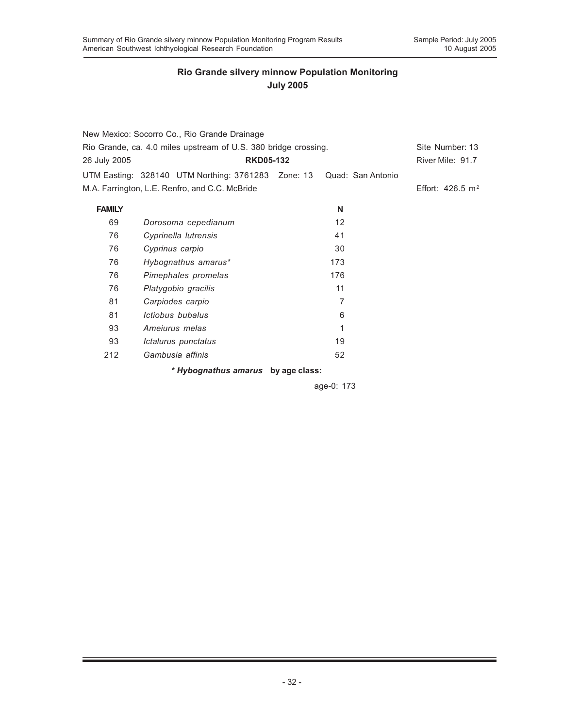## Rio Grande silvery minnow Population Monitoring
## July 2005

New Mexico: Socorro Co., Rio Grande Drainage

Rio Grande, ca. 4.0 miles upstream of U.S. 380 bridge crossing. Site Number: 13

26 July 2005 **RKD05-132** River Mile: 91.7

UTM Easting: 328140 UTM Northing: 3761283 Zone: 13 Quad: San Antonio

M.A. Farrington, L.E. Renfro, and C.C. McBride Effort: 426.5 $m^2$

| FAMILY | | N |
|---|---|---|
| 69 | *Dorosoma cepedianum* | 12 |
| 76 | *Cyprinella lutrensis* | 41 |
| 76 | *Cyprinus carpio* | 30 |
| 76 | *Hybognathus amarus** | 173 |
| 76 | *Pimephales promelas* | 176 |
| 76 | *Platygobio gracilis* | 11 |
| 81 | *Carpiodes carpio* | 7 |
| 81 | *Ictiobus bubalus* | 6 |
| 93 | *Ameiurus melas* | 1 |
| 93 | *Ictalurus punctatus* | 19 |
| 212 | *Gambusia affinis* | 52 |

**\* *Hybognathus amarus* by age class:**

age-0: 173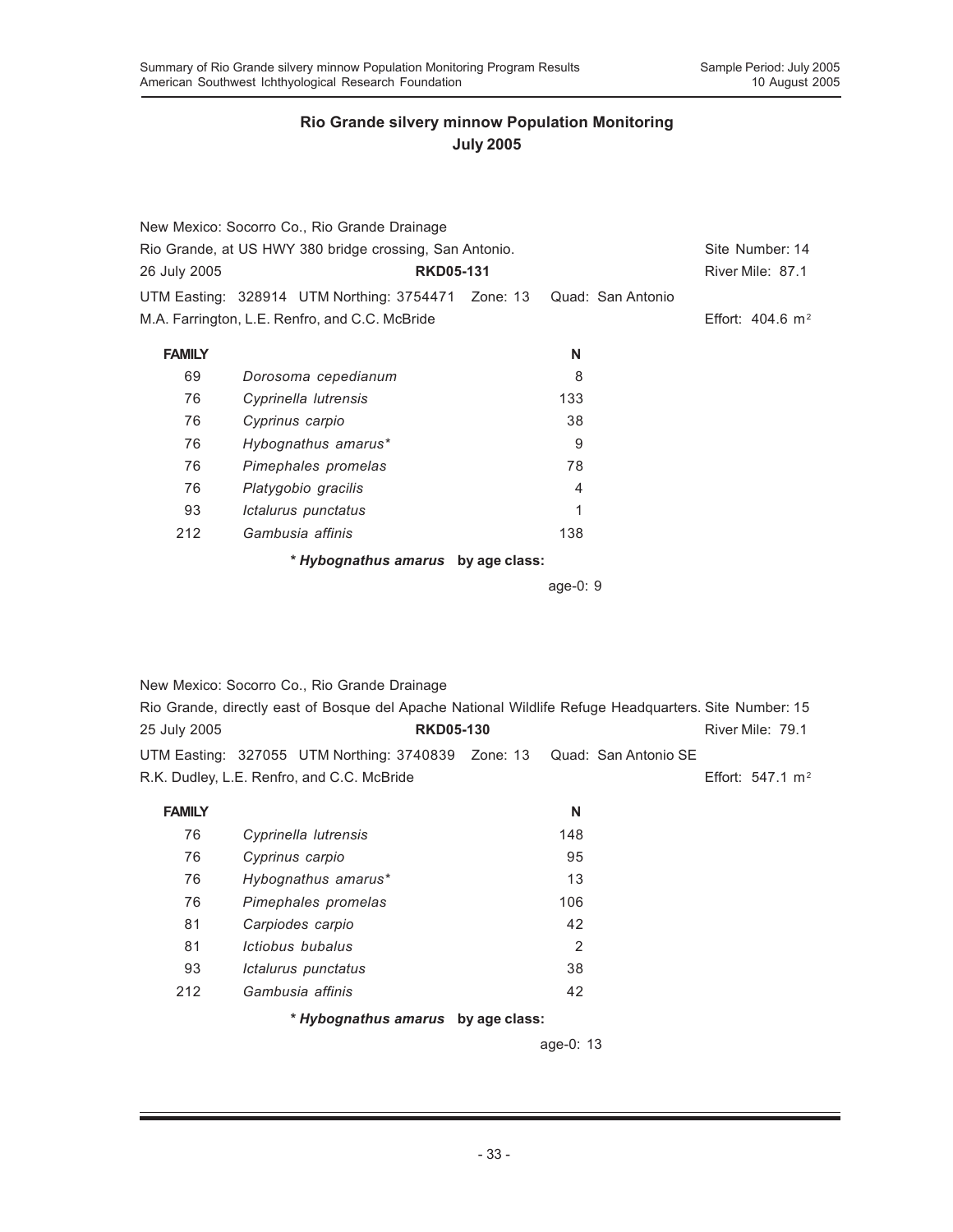## Rio Grande silvery minnow Population Monitoring
## July 2005

New Mexico: Socorro Co., Rio Grande Drainage
Rio Grande, at US HWY 380 bridge crossing, San Antonio. Site Number: 14
26 July 2005 **RKD05-131** River Mile: 87.1
UTM Easting: 328914 UTM Northing: 3754471 Zone: 13 Quad: San Antonio
M.A. Farrington, L.E. Renfro, and C.C. McBride Effort: 404.6 m²

| FAMILY | | N |
|---|---|---|
| 69 | *Dorosoma cepedianum* | 8 |
| 76 | *Cyprinella lutrensis* | 133 |
| 76 | *Cyprinus carpio* | 38 |
| 76 | *Hybognathus amarus** | 9 |
| 76 | *Pimephales promelas* | 78 |
| 76 | *Platygobio gracilis* | 4 |
| 93 | *Ictalurus punctatus* | 1 |
| 212 | *Gambusia affinis* | 138 |

**\* *Hybognathus amarus* by age class:**

age-0: 9

New Mexico: Socorro Co., Rio Grande Drainage
Rio Grande, directly east of Bosque del Apache National Wildlife Refuge Headquarters. Site Number: 15
25 July 2005 **RKD05-130** River Mile: 79.1
UTM Easting: 327055 UTM Northing: 3740839 Zone: 13 Quad: San Antonio SE
R.K. Dudley, L.E. Renfro, and C.C. McBride Effort: 547.1 m²

| FAMILY | | N |
|---|---|---|
| 76 | *Cyprinella lutrensis* | 148 |
| 76 | *Cyprinus carpio* | 95 |
| 76 | *Hybognathus amarus** | 13 |
| 76 | *Pimephales promelas* | 106 |
| 81 | *Carpiodes carpio* | 42 |
| 81 | *Ictiobus bubalus* | 2 |
| 93 | *Ictalurus punctatus* | 38 |
| 212 | *Gambusia affinis* | 42 |

**\* *Hybognathus amarus* by age class:**

age-0: 13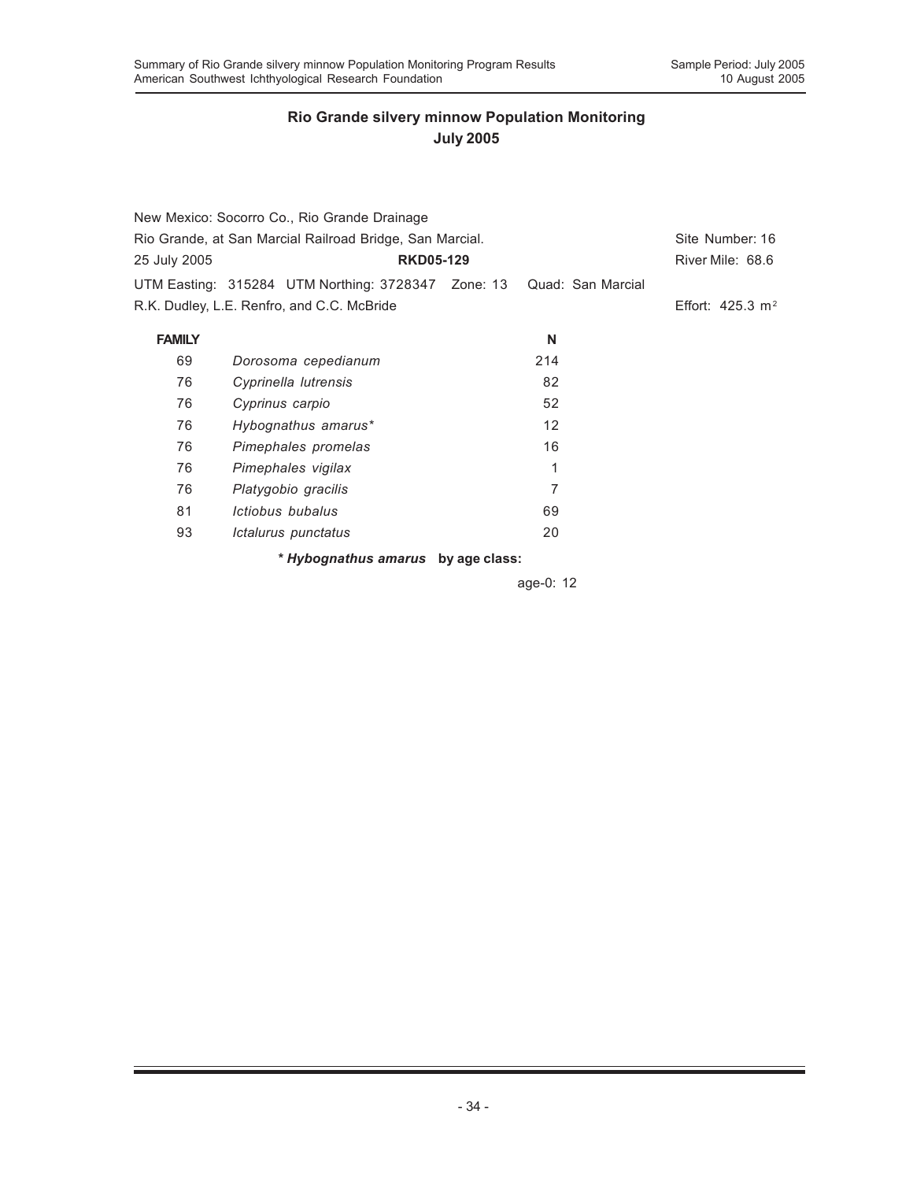## Rio Grande silvery minnow Population Monitoring
## July 2005

New Mexico: Socorro Co., Rio Grande Drainage
Rio Grande, at San Marcial Railroad Bridge, San Marcial. Site Number: 16
25 July 2005 **RKD05-129** River Mile: 68.6
UTM Easting: 315284 UTM Northing: 3728347 Zone: 13 Quad: San Marcial
R.K. Dudley, L.E. Renfro, and C.C. McBride Effort: 425.3 $m^2$

| FAMILY | | N |
|---|---|---|
| 69 | *Dorosoma cepedianum* | 214 |
| 76 | *Cyprinella lutrensis* | 82 |
| 76 | *Cyprinus carpio* | 52 |
| 76 | *Hybognathus amarus** | 12 |
| 76 | *Pimephales promelas* | 16 |
| 76 | *Pimephales vigilax* | 1 |
| 76 | *Platygobio gracilis* | 7 |
| 81 | *Ictiobus bubalus* | 69 |
| 93 | *Ictalurus punctatus* | 20 |

**\* *Hybognathus amarus* by age class:**

age-0: 12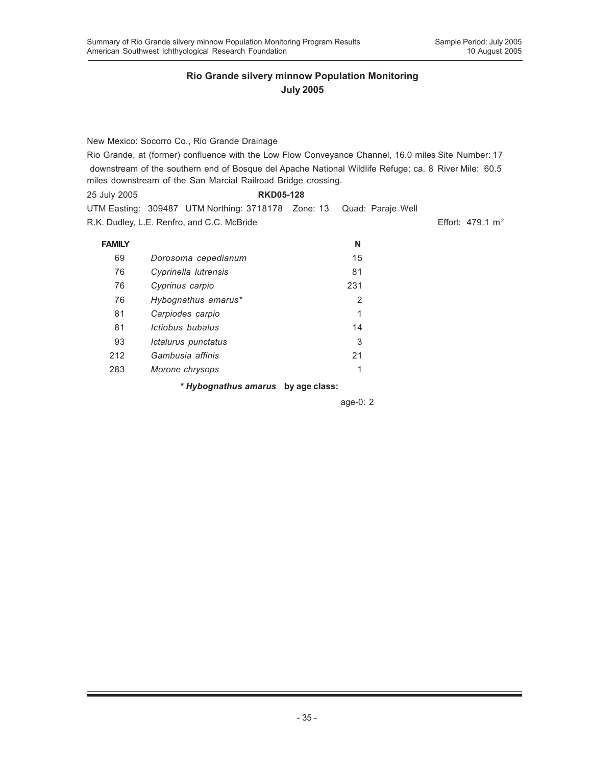## Rio Grande silvery minnow Population Monitoring
## July 2005

New Mexico: Socorro Co., Rio Grande Drainage

Rio Grande, at (former) confluence with the Low Flow Conveyance Channel, 16.0 miles downstream of the southern end of Bosque del Apache National Wildlife Refuge; ca. 8 miles downstream of the San Marcial Railroad Bridge crossing.

Site Number: 17
River Mile: 60.5

25 July 2005 **RKD05-128**

UTM Easting: 309487 UTM Northing: 3718178 Zone: 13 Quad: Paraje Well

R.K. Dudley, L.E. Renfro, and C.C. McBride

Effort: 479.1 $m^2$

| FAMILY | | N |
|---|---|---|
| 69 | *Dorosoma cepedianum* | 15 |
| 76 | *Cyprinella lutrensis* | 81 |
| 76 | *Cyprinus carpio* | 231 |
| 76 | *Hybognathus amarus** | 2 |
| 81 | *Carpiodes carpio* | 1 |
| 81 | *Ictiobus bubalus* | 14 |
| 93 | *Ictalurus punctatus* | 3 |
| 212 | *Gambusia affinis* | 21 |
| 283 | *Morone chrysops* | 1 |

**\* *Hybognathus amarus* by age class:**

age-0: 2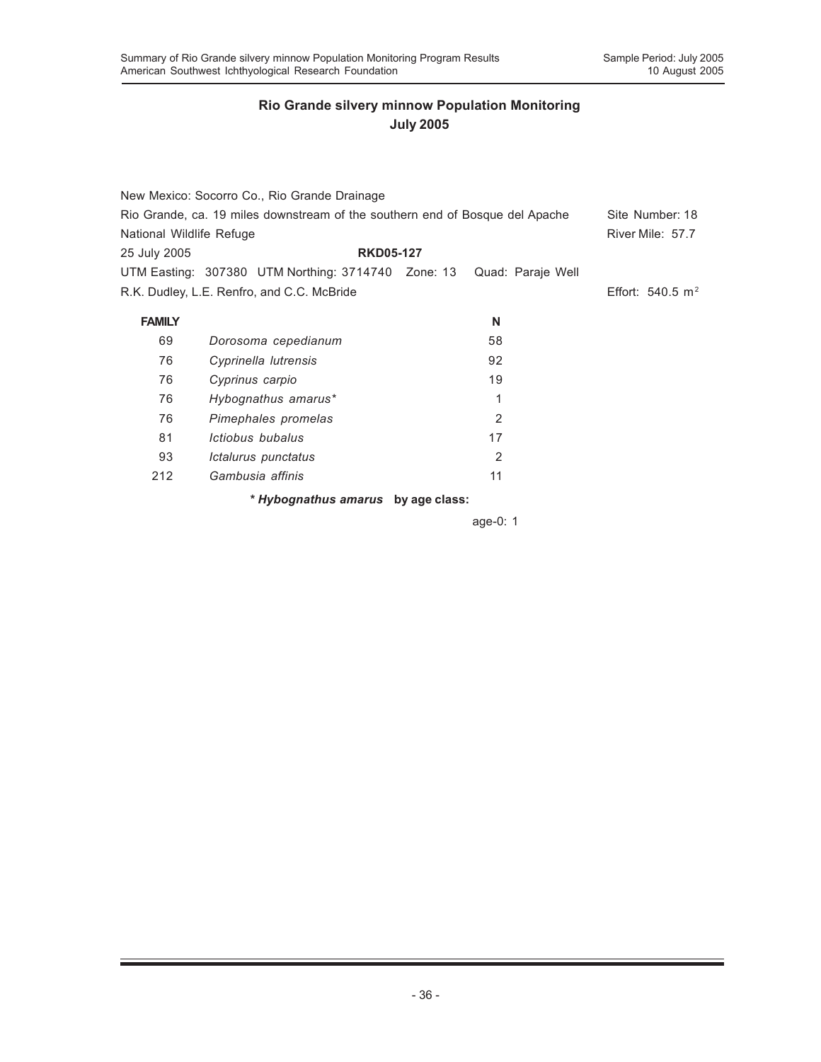## Rio Grande silvery minnow Population Monitoring
## July 2005

New Mexico: Socorro Co., Rio Grande Drainage

Rio Grande, ca. 19 miles downstream of the southern end of Bosque del Apache National Wildlife Refuge

Site Number: 18

River Mile: 57.7

25 July 2005 **RKD05-127**

UTM Easting: 307380 UTM Northing: 3714740 Zone: 13 Quad: Paraje Well

R.K. Dudley, L.E. Renfro, and C.C. McBride

Effort: 540.5 $m^2$

| FAMILY | | N |
|---|---|---|
| 69 | *Dorosoma cepedianum* | 58 |
| 76 | *Cyprinella lutrensis* | 92 |
| 76 | *Cyprinus carpio* | 19 |
| 76 | *Hybognathus amarus** | 1 |
| 76 | *Pimephales promelas* | 2 |
| 81 | *Ictiobus bubalus* | 17 |
| 93 | *Ictalurus punctatus* | 2 |
| 212 | *Gambusia affinis* | 11 |

**\* *Hybognathus amarus* by age class:**

age-0: 1